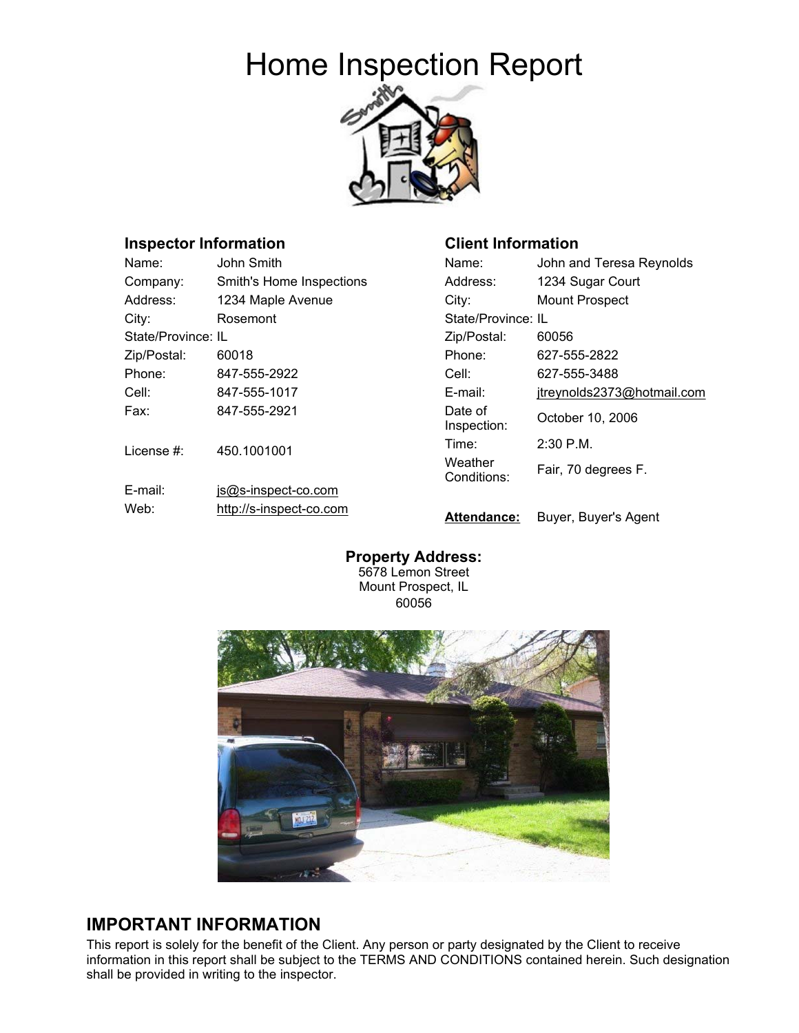# Home Inspection Report

### Inspector Information

| | |
|---|---|
| Name: | John Smith |
| Company: | Smith's Home Inspections |
| Address: | 1234 Maple Avenue |
| City: | Rosemont |
| State/Province: | IL |
| Zip/Postal: | 60018 |
| Phone: | 847-555-2922 |
| Cell: | 847-555-1017 |
| Fax: | 847-555-2921 |
| License #: | 450.1001001 |
| E-mail: | js@s-inspect-co.com |
| Web: | http://s-inspect-co.com |

### Client Information

| | |
|---|---|
| Name: | John and Teresa Reynolds |
| Address: | 1234 Sugar Court |
| City: | Mount Prospect |
| State/Province: | IL |
| Zip/Postal: | 60056 |
| Phone: | 627-555-2822 |
| Cell: | 627-555-3488 |
| E-mail: | jtreynolds2373@hotmail.com |
| Date of Inspection: | October 10, 2006 |
| Time: | 2:30 P.M. |
| Weather Conditions: | Fair, 70 degrees F. |
| **Attendance:** | Buyer, Buyer's Agent |

**Property Address:**
5678 Lemon Street
Mount Prospect, IL
60056

## IMPORTANT INFORMATION

This report is solely for the benefit of the Client. Any person or party designated by the Client to receive information in this report shall be subject to the TERMS AND CONDITIONS contained herein. Such designation shall be provided in writing to the inspector.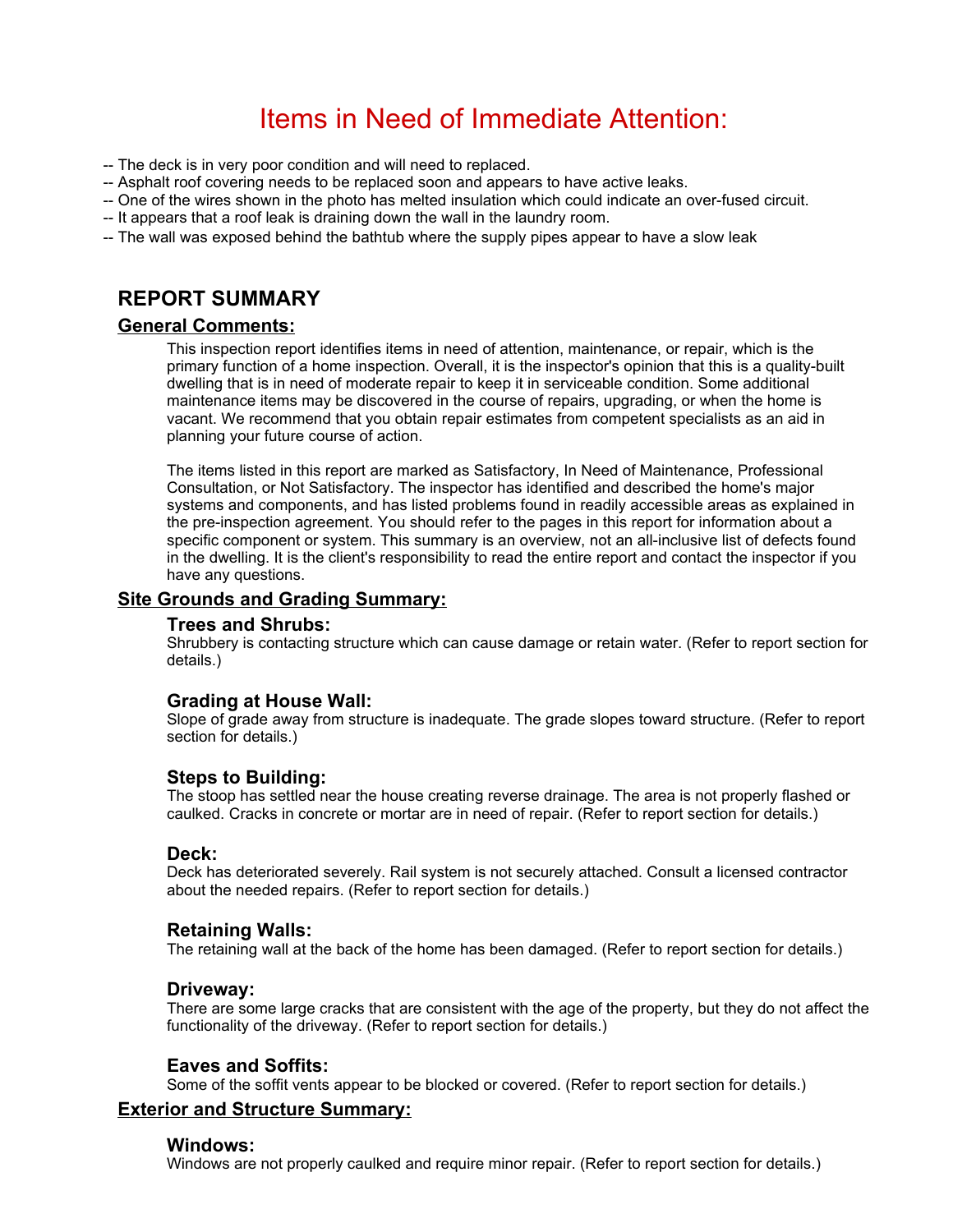# Items in Need of Immediate Attention:

-- The deck is in very poor condition and will need to replaced.
-- Asphalt roof covering needs to be replaced soon and appears to have active leaks.
-- One of the wires shown in the photo has melted insulation which could indicate an over-fused circuit.
-- It appears that a roof leak is draining down the wall in the laundry room.
-- The wall was exposed behind the bathtub where the supply pipes appear to have a slow leak

## REPORT SUMMARY

### General Comments:

This inspection report identifies items in need of attention, maintenance, or repair, which is the primary function of a home inspection. Overall, it is the inspector's opinion that this is a quality-built dwelling that is in need of moderate repair to keep it in serviceable condition. Some additional maintenance items may be discovered in the course of repairs, upgrading, or when the home is vacant. We recommend that you obtain repair estimates from competent specialists as an aid in planning your future course of action.

The items listed in this report are marked as Satisfactory, In Need of Maintenance, Professional Consultation, or Not Satisfactory. The inspector has identified and described the home's major systems and components, and has listed problems found in readily accessible areas as explained in the pre-inspection agreement. You should refer to the pages in this report for information about a specific component or system. This summary is an overview, not an all-inclusive list of defects found in the dwelling. It is the client's responsibility to read the entire report and contact the inspector if you have any questions.

### Site Grounds and Grading Summary:

#### Trees and Shrubs:

Shrubbery is contacting structure which can cause damage or retain water. (Refer to report section for details.)

#### Grading at House Wall:

Slope of grade away from structure is inadequate. The grade slopes toward structure. (Refer to report section for details.)

#### Steps to Building:

The stoop has settled near the house creating reverse drainage. The area is not properly flashed or caulked. Cracks in concrete or mortar are in need of repair. (Refer to report section for details.)

#### Deck:

Deck has deteriorated severely. Rail system is not securely attached. Consult a licensed contractor about the needed repairs. (Refer to report section for details.)

#### Retaining Walls:

The retaining wall at the back of the home has been damaged. (Refer to report section for details.)

#### Driveway:

There are some large cracks that are consistent with the age of the property, but they do not affect the functionality of the driveway. (Refer to report section for details.)

#### Eaves and Soffits:

Some of the soffit vents appear to be blocked or covered. (Refer to report section for details.)

### Exterior and Structure Summary:

#### Windows:

Windows are not properly caulked and require minor repair. (Refer to report section for details.)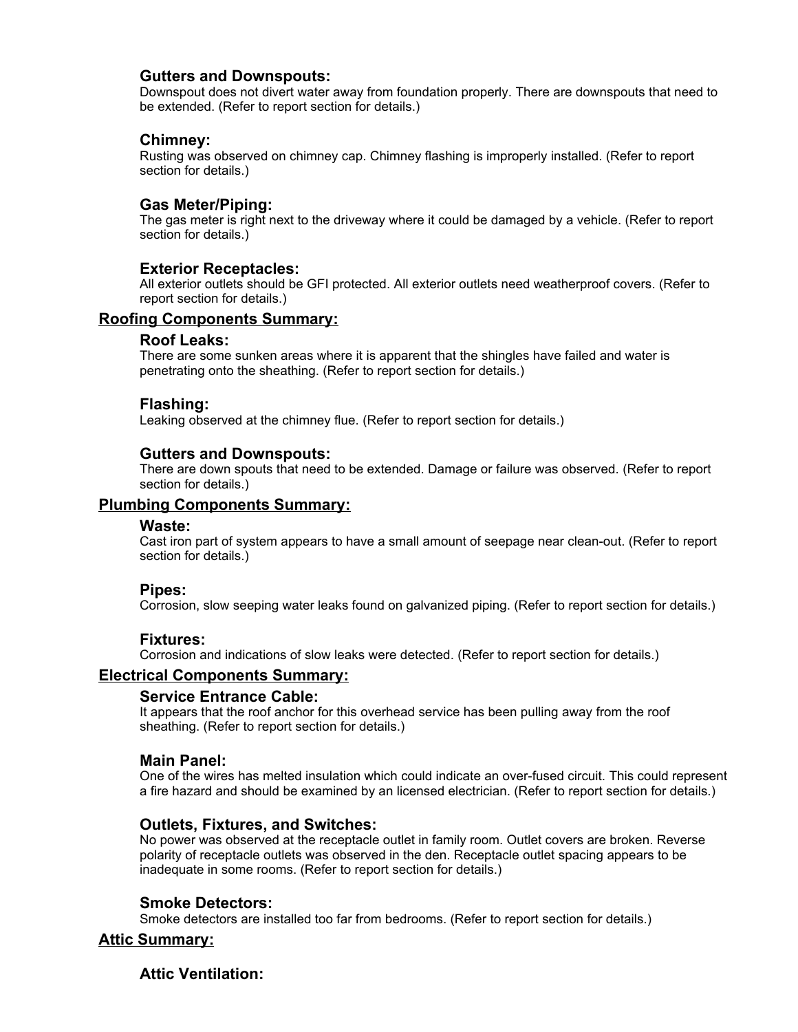### Gutters and Downspouts:

Downspout does not divert water away from foundation properly. There are downspouts that need to be extended. (Refer to report section for details.)

### Chimney:

Rusting was observed on chimney cap. Chimney flashing is improperly installed. (Refer to report section for details.)

### Gas Meter/Piping:

The gas meter is right next to the driveway where it could be damaged by a vehicle. (Refer to report section for details.)

### Exterior Receptacles:

All exterior outlets should be GFI protected. All exterior outlets need weatherproof covers. (Refer to report section for details.)

## Roofing Components Summary:

### Roof Leaks:

There are some sunken areas where it is apparent that the shingles have failed and water is penetrating onto the sheathing. (Refer to report section for details.)

### Flashing:

Leaking observed at the chimney flue. (Refer to report section for details.)

### Gutters and Downspouts:

There are down spouts that need to be extended. Damage or failure was observed. (Refer to report section for details.)

## Plumbing Components Summary:

### Waste:

Cast iron part of system appears to have a small amount of seepage near clean-out. (Refer to report section for details.)

### Pipes:

Corrosion, slow seeping water leaks found on galvanized piping. (Refer to report section for details.)

### Fixtures:

Corrosion and indications of slow leaks were detected. (Refer to report section for details.)

## Electrical Components Summary:

### Service Entrance Cable:

It appears that the roof anchor for this overhead service has been pulling away from the roof sheathing. (Refer to report section for details.)

### Main Panel:

One of the wires has melted insulation which could indicate an over-fused circuit. This could represent a fire hazard and should be examined by an licensed electrician. (Refer to report section for details.)

### Outlets, Fixtures, and Switches:

No power was observed at the receptacle outlet in family room. Outlet covers are broken. Reverse polarity of receptacle outlets was observed in the den. Receptacle outlet spacing appears to be inadequate in some rooms. (Refer to report section for details.)

### Smoke Detectors:

Smoke detectors are installed too far from bedrooms. (Refer to report section for details.)

## Attic Summary:

### Attic Ventilation: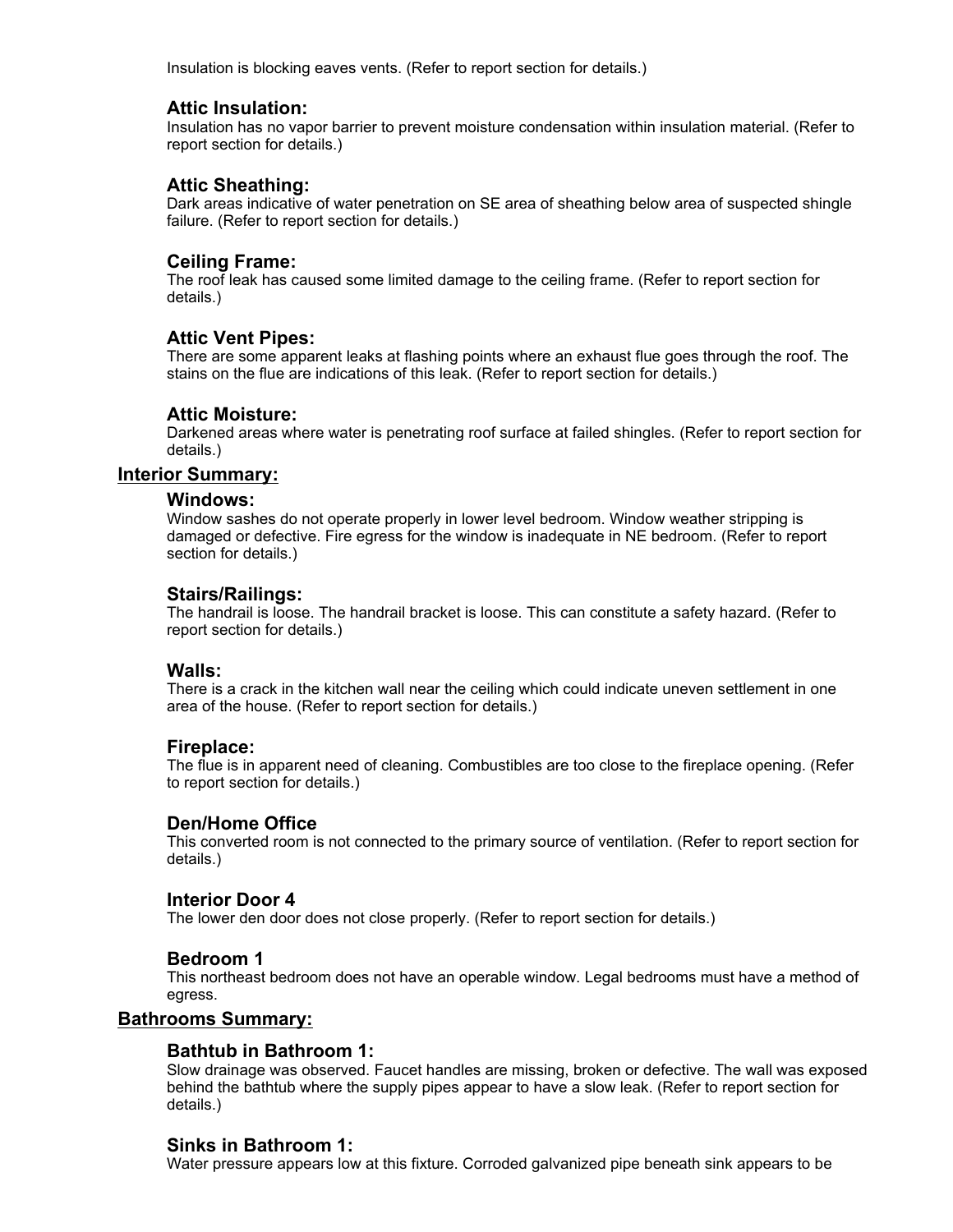Insulation is blocking eaves vents. (Refer to report section for details.)

### Attic Insulation:

Insulation has no vapor barrier to prevent moisture condensation within insulation material. (Refer to report section for details.)

### Attic Sheathing:

Dark areas indicative of water penetration on SE area of sheathing below area of suspected shingle failure. (Refer to report section for details.)

### Ceiling Frame:

The roof leak has caused some limited damage to the ceiling frame. (Refer to report section for details.)

### Attic Vent Pipes:

There are some apparent leaks at flashing points where an exhaust flue goes through the roof. The stains on the flue are indications of this leak. (Refer to report section for details.)

### Attic Moisture:

Darkened areas where water is penetrating roof surface at failed shingles. (Refer to report section for details.)

## Interior Summary:

### Windows:

Window sashes do not operate properly in lower level bedroom. Window weather stripping is damaged or defective. Fire egress for the window is inadequate in NE bedroom. (Refer to report section for details.)

### Stairs/Railings:

The handrail is loose. The handrail bracket is loose. This can constitute a safety hazard. (Refer to report section for details.)

### Walls:

There is a crack in the kitchen wall near the ceiling which could indicate uneven settlement in one area of the house. (Refer to report section for details.)

### Fireplace:

The flue is in apparent need of cleaning. Combustibles are too close to the fireplace opening. (Refer to report section for details.)

### Den/Home Office

This converted room is not connected to the primary source of ventilation. (Refer to report section for details.)

### Interior Door 4

The lower den door does not close properly. (Refer to report section for details.)

### Bedroom 1

This northeast bedroom does not have an operable window. Legal bedrooms must have a method of egress.

## Bathrooms Summary:

### Bathtub in Bathroom 1:

Slow drainage was observed. Faucet handles are missing, broken or defective. The wall was exposed behind the bathtub where the supply pipes appear to have a slow leak. (Refer to report section for details.)

### Sinks in Bathroom 1:

Water pressure appears low at this fixture. Corroded galvanized pipe beneath sink appears to be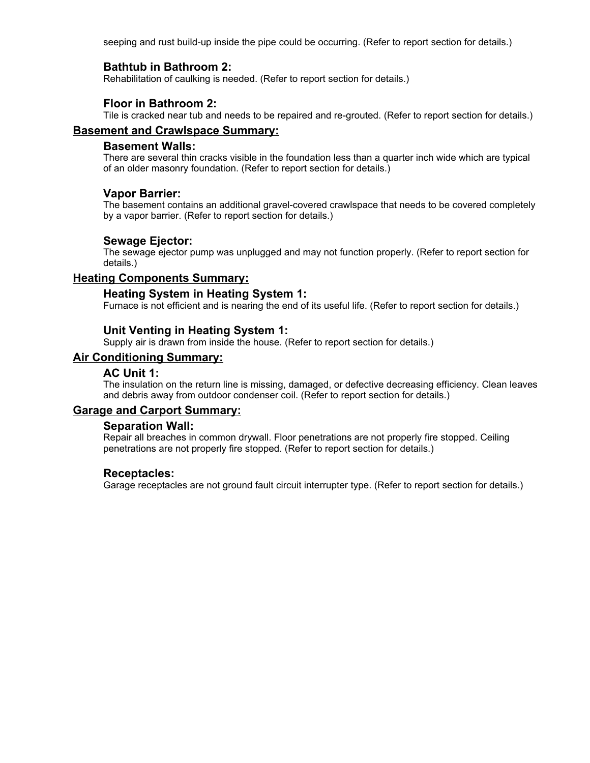seeping and rust build-up inside the pipe could be occurring. (Refer to report section for details.)

### Bathtub in Bathroom 2:

Rehabilitation of caulking is needed. (Refer to report section for details.)

### Floor in Bathroom 2:

Tile is cracked near tub and needs to be repaired and re-grouted. (Refer to report section for details.)

## Basement and Crawlspace Summary:

### Basement Walls:

There are several thin cracks visible in the foundation less than a quarter inch wide which are typical of an older masonry foundation. (Refer to report section for details.)

### Vapor Barrier:

The basement contains an additional gravel-covered crawlspace that needs to be covered completely by a vapor barrier. (Refer to report section for details.)

### Sewage Ejector:

The sewage ejector pump was unplugged and may not function properly. (Refer to report section for details.)

## Heating Components Summary:

### Heating System in Heating System 1:

Furnace is not efficient and is nearing the end of its useful life. (Refer to report section for details.)

### Unit Venting in Heating System 1:

Supply air is drawn from inside the house. (Refer to report section for details.)

## Air Conditioning Summary:

### AC Unit 1:

The insulation on the return line is missing, damaged, or defective decreasing efficiency. Clean leaves and debris away from outdoor condenser coil. (Refer to report section for details.)

## Garage and Carport Summary:

### Separation Wall:

Repair all breaches in common drywall. Floor penetrations are not properly fire stopped. Ceiling penetrations are not properly fire stopped. (Refer to report section for details.)

### Receptacles:

Garage receptacles are not ground fault circuit interrupter type. (Refer to report section for details.)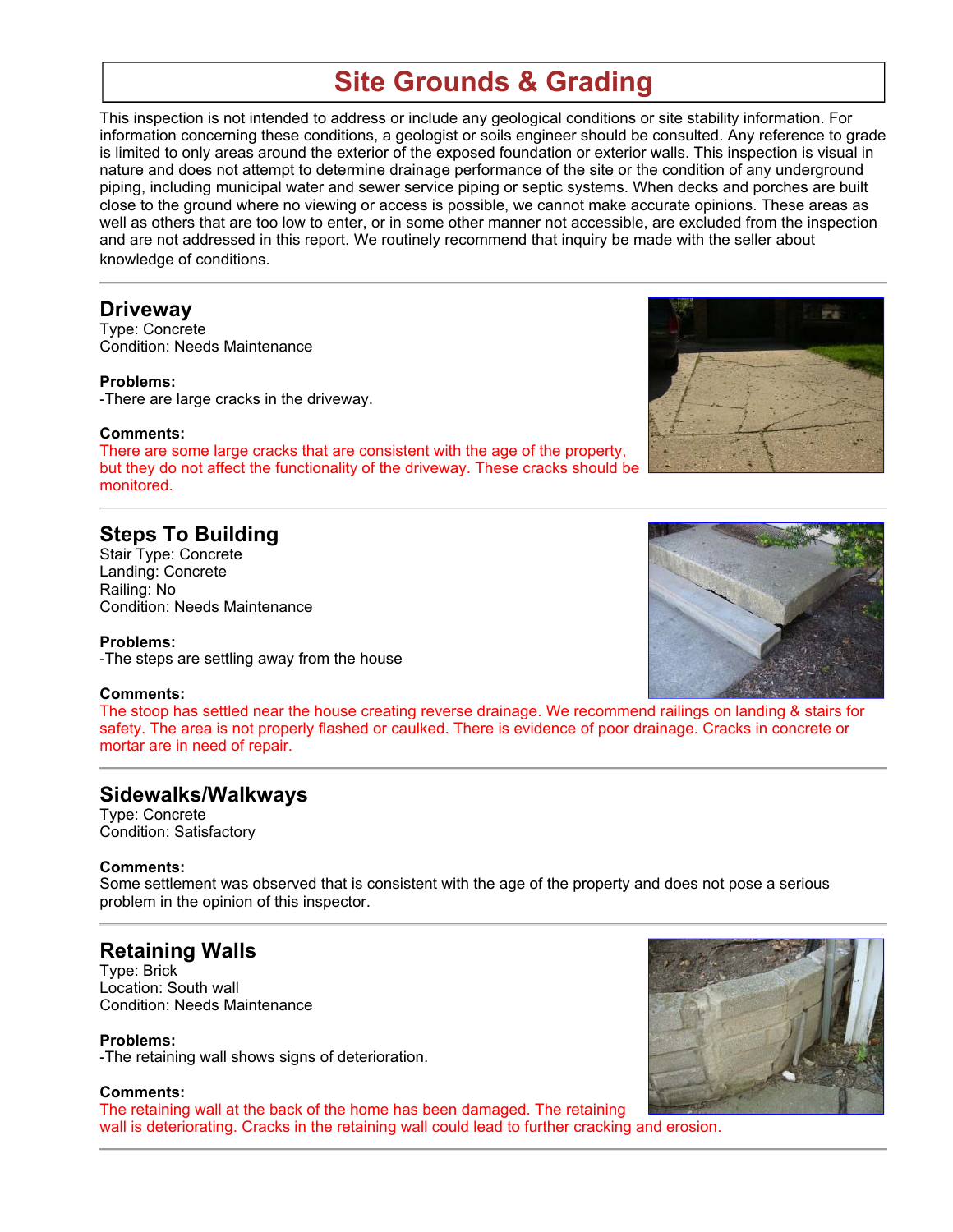# Site Grounds & Grading

This inspection is not intended to address or include any geological conditions or site stability information. For information concerning these conditions, a geologist or soils engineer should be consulted. Any reference to grade is limited to only areas around the exterior of the exposed foundation or exterior walls. This inspection is visual in nature and does not attempt to determine drainage performance of the site or the condition of any underground piping, including municipal water and sewer service piping or septic systems. When decks and porches are built close to the ground where no viewing or access is possible, we cannot make accurate opinions. These areas as well as others that are too low to enter, or in some other manner not accessible, are excluded from the inspection and are not addressed in this report. We routinely recommend that inquiry be made with the seller about knowledge of conditions.

---

## Driveway

Type: Concrete
Condition: Needs Maintenance

**Problems:**
-There are large cracks in the driveway.

**Comments:**
There are some large cracks that are consistent with the age of the property, but they do not affect the functionality of the driveway. These cracks should be monitored.

---

## Steps To Building

Stair Type: Concrete
Landing: Concrete
Railing: No
Condition: Needs Maintenance

**Problems:**
-The steps are settling away from the house

**Comments:**
The stoop has settled near the house creating reverse drainage. We recommend railings on landing & stairs for safety. The area is not properly flashed or caulked. There is evidence of poor drainage. Cracks in concrete or mortar are in need of repair.

---

## Sidewalks/Walkways

Type: Concrete
Condition: Satisfactory

**Comments:**
Some settlement was observed that is consistent with the age of the property and does not pose a serious problem in the opinion of this inspector.

---

## Retaining Walls

Type: Brick
Location: South wall
Condition: Needs Maintenance

**Problems:**
-The retaining wall shows signs of deterioration.

**Comments:**
The retaining wall at the back of the home has been damaged. The retaining wall is deteriorating. Cracks in the retaining wall could lead to further cracking and erosion.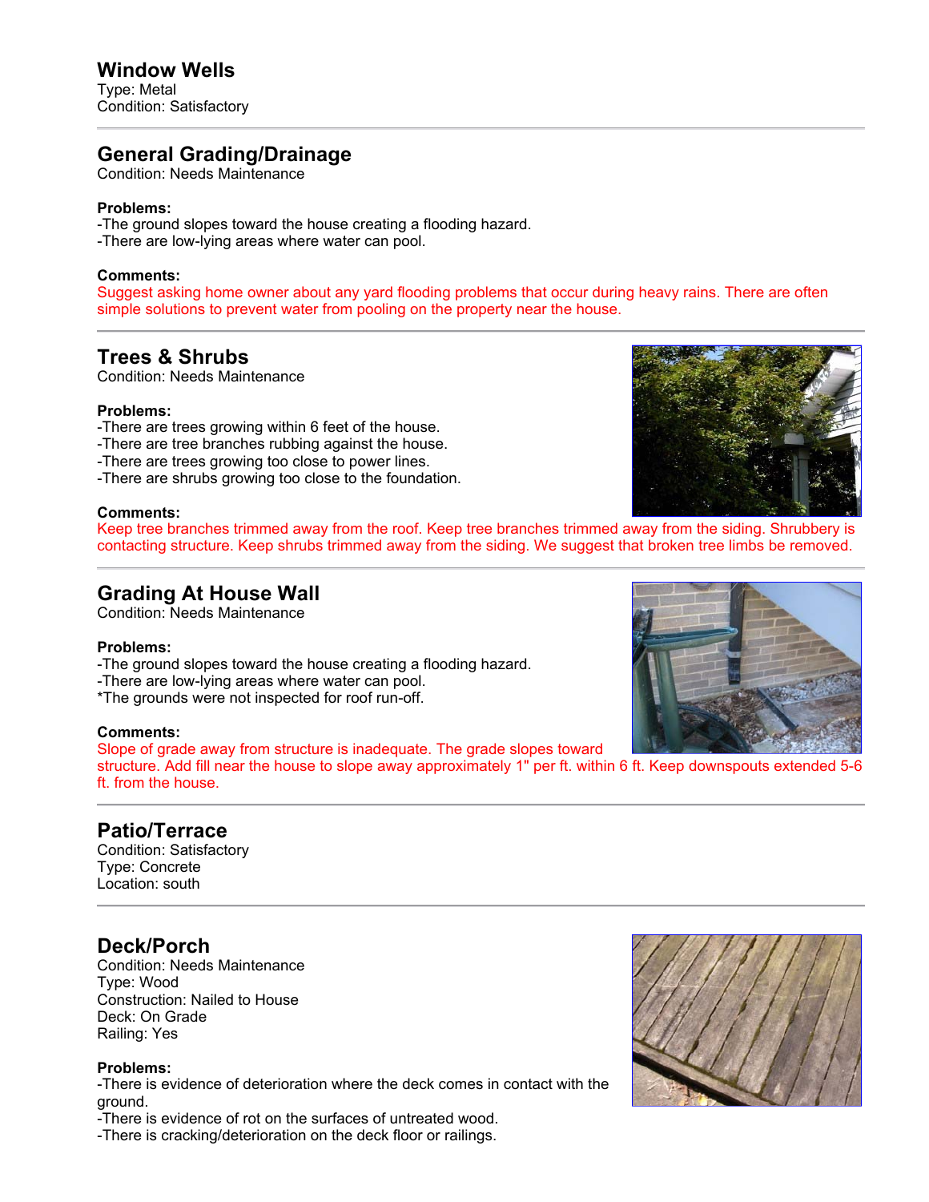## Window Wells

Type: Metal
Condition: Satisfactory

---

## General Grading/Drainage

Condition: Needs Maintenance

**Problems:**
-The ground slopes toward the house creating a flooding hazard.
-There are low-lying areas where water can pool.

**Comments:**
Suggest asking home owner about any yard flooding problems that occur during heavy rains. There are often simple solutions to prevent water from pooling on the property near the house.

---

## Trees & Shrubs

Condition: Needs Maintenance

**Problems:**
-There are trees growing within 6 feet of the house.
-There are tree branches rubbing against the house.
-There are trees growing too close to power lines.
-There are shrubs growing too close to the foundation.

**Comments:**
Keep tree branches trimmed away from the roof. Keep tree branches trimmed away from the siding. Shrubbery is contacting structure. Keep shrubs trimmed away from the siding. We suggest that broken tree limbs be removed.

---

## Grading At House Wall

Condition: Needs Maintenance

**Problems:**
-The ground slopes toward the house creating a flooding hazard.
-There are low-lying areas where water can pool.
*The grounds were not inspected for roof run-off.

**Comments:**
Slope of grade away from structure is inadequate. The grade slopes toward structure. Add fill near the house to slope away approximately 1" per ft. within 6 ft. Keep downspouts extended 5-6 ft. from the house.

---

## Patio/Terrace

Condition: Satisfactory
Type: Concrete
Location: south

---

## Deck/Porch

Condition: Needs Maintenance
Type: Wood
Construction: Nailed to House
Deck: On Grade
Railing: Yes

**Problems:**
-There is evidence of deterioration where the deck comes in contact with the ground.
-There is evidence of rot on the surfaces of untreated wood.
-There is cracking/deterioration on the deck floor or railings.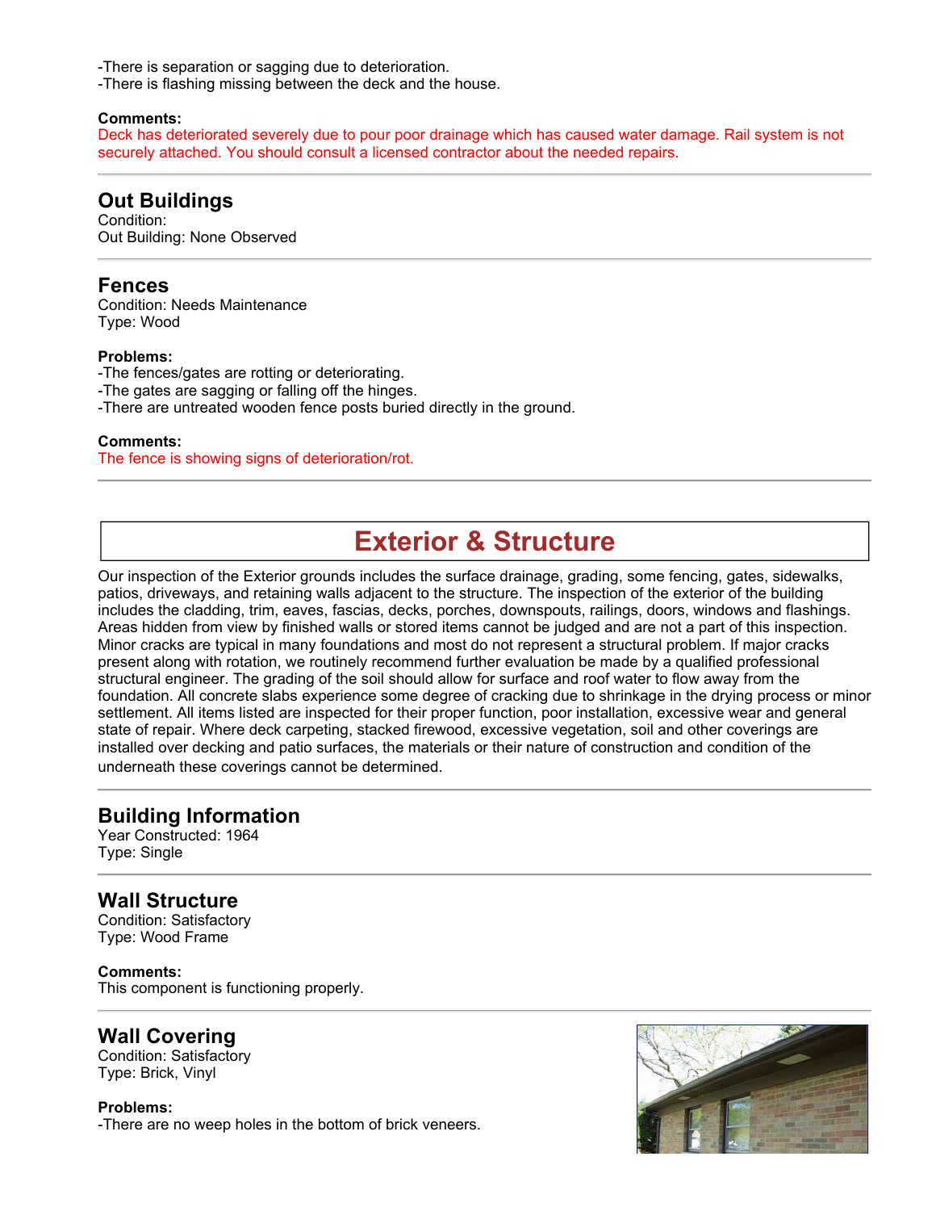-There is separation or sagging due to deterioration.
-There is flashing missing between the deck and the house.

**Comments:**
Deck has deteriorated severely due to pour poor drainage which has caused water damage. Rail system is not securely attached. You should consult a licensed contractor about the needed repairs.

---

## Out Buildings

Condition:
Out Building: None Observed

---

## Fences

Condition: Needs Maintenance
Type: Wood

**Problems:**
-The fences/gates are rotting or deteriorating.
-The gates are sagging or falling off the hinges.
-There are untreated wooden fence posts buried directly in the ground.

**Comments:**
The fence is showing signs of deterioration/rot.

---

# Exterior & Structure

Our inspection of the Exterior grounds includes the surface drainage, grading, some fencing, gates, sidewalks, patios, driveways, and retaining walls adjacent to the structure. The inspection of the exterior of the building includes the cladding, trim, eaves, fascias, decks, porches, downspouts, railings, doors, windows and flashings. Areas hidden from view by finished walls or stored items cannot be judged and are not a part of this inspection. Minor cracks are typical in many foundations and most do not represent a structural problem. If major cracks present along with rotation, we routinely recommend further evaluation be made by a qualified professional structural engineer. The grading of the soil should allow for surface and roof water to flow away from the foundation. All concrete slabs experience some degree of cracking due to shrinkage in the drying process or minor settlement. All items listed are inspected for their proper function, poor installation, excessive wear and general state of repair. Where deck carpeting, stacked firewood, excessive vegetation, soil and other coverings are installed over decking and patio surfaces, the materials or their nature of construction and condition of the underneath these coverings cannot be determined.

---

## Building Information

Year Constructed: 1964
Type: Single

---

## Wall Structure

Condition: Satisfactory
Type: Wood Frame

**Comments:**
This component is functioning properly.

---

## Wall Covering

Condition: Satisfactory
Type: Brick, Vinyl

**Problems:**
-There are no weep holes in the bottom of brick veneers.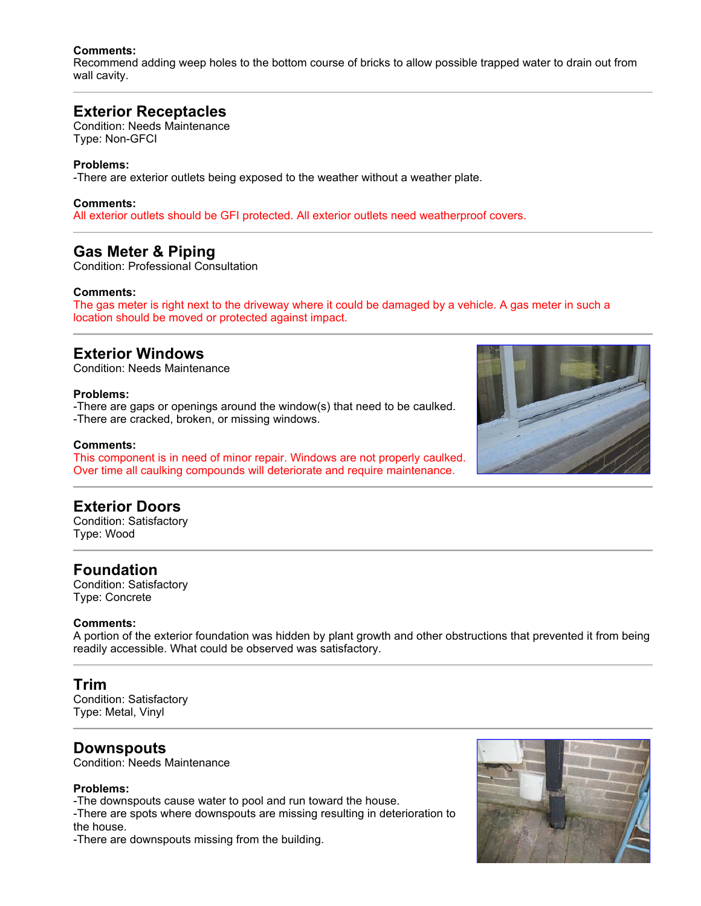**Comments:**
Recommend adding weep holes to the bottom course of bricks to allow possible trapped water to drain out from wall cavity.

---

## Exterior Receptacles

Condition: Needs Maintenance
Type: Non-GFCI

**Problems:**
-There are exterior outlets being exposed to the weather without a weather plate.

**Comments:**
All exterior outlets should be GFI protected. All exterior outlets need weatherproof covers.

---

## Gas Meter & Piping

Condition: Professional Consultation

**Comments:**
The gas meter is right next to the driveway where it could be damaged by a vehicle. A gas meter in such a location should be moved or protected against impact.

---

## Exterior Windows

Condition: Needs Maintenance

**Problems:**
-There are gaps or openings around the window(s) that need to be caulked.
-There are cracked, broken, or missing windows.

**Comments:**
This component is in need of minor repair. Windows are not properly caulked. Over time all caulking compounds will deteriorate and require maintenance.

---

## Exterior Doors

Condition: Satisfactory
Type: Wood

---

## Foundation

Condition: Satisfactory
Type: Concrete

**Comments:**
A portion of the exterior foundation was hidden by plant growth and other obstructions that prevented it from being readily accessible. What could be observed was satisfactory.

---

## Trim

Condition: Satisfactory
Type: Metal, Vinyl

---

## Downspouts

Condition: Needs Maintenance

**Problems:**
-The downspouts cause water to pool and run toward the house.
-There are spots where downspouts are missing resulting in deterioration to the house.
-There are downspouts missing from the building.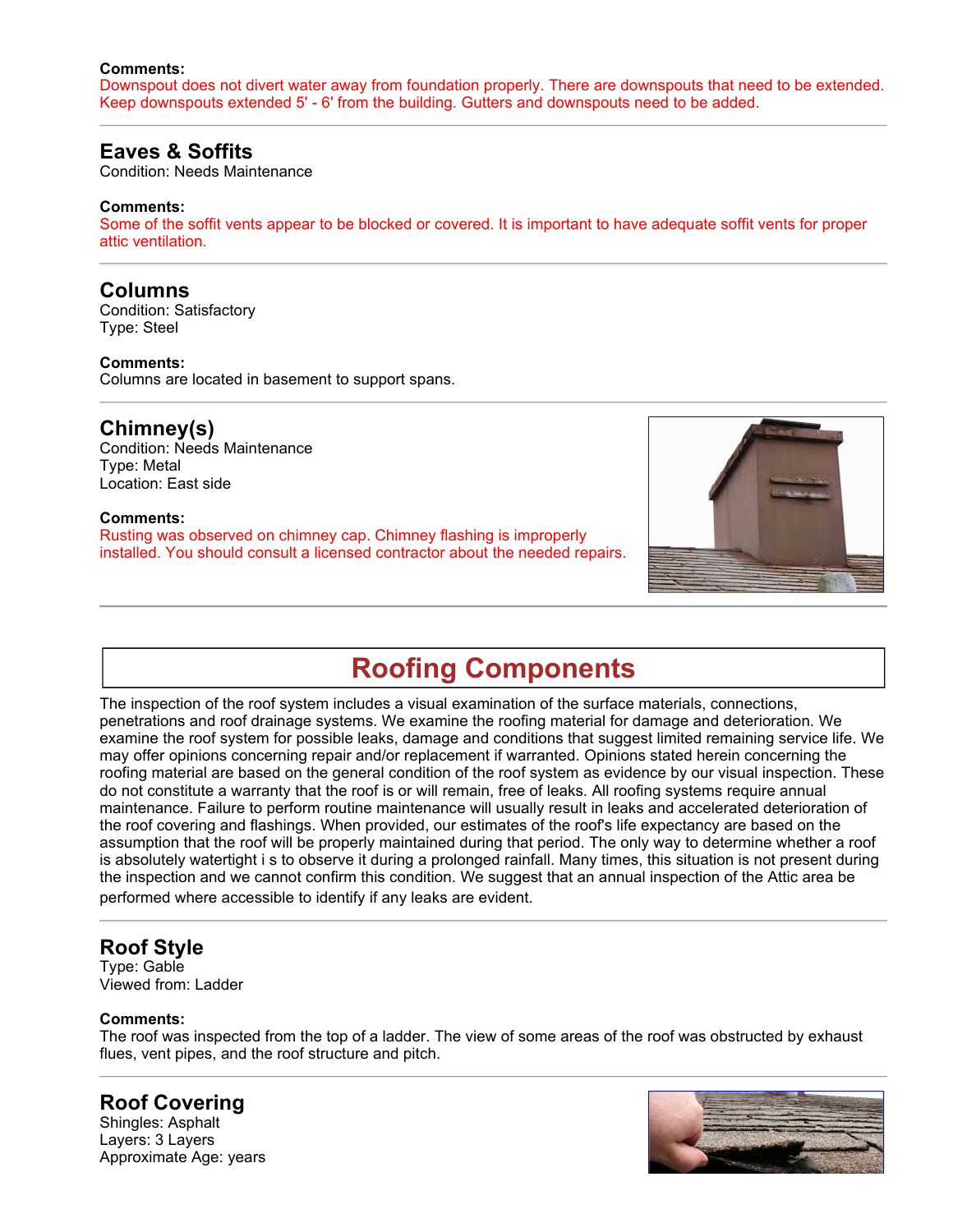**Comments:**
Downspout does not divert water away from foundation properly. There are downspouts that need to be extended. Keep downspouts extended 5' - 6' from the building. Gutters and downspouts need to be added.

---

## Eaves & Soffits

Condition: Needs Maintenance

**Comments:**
Some of the soffit vents appear to be blocked or covered. It is important to have adequate soffit vents for proper attic ventilation.

---

## Columns

Condition: Satisfactory
Type: Steel

**Comments:**
Columns are located in basement to support spans.

---

## Chimney(s)

Condition: Needs Maintenance
Type: Metal
Location: East side

**Comments:**
Rusting was observed on chimney cap. Chimney flashing is improperly installed. You should consult a licensed contractor about the needed repairs.

---

# Roofing Components

The inspection of the roof system includes a visual examination of the surface materials, connections, penetrations and roof drainage systems. We examine the roofing material for damage and deterioration. We examine the roof system for possible leaks, damage and conditions that suggest limited remaining service life. We may offer opinions concerning repair and/or replacement if warranted. Opinions stated herein concerning the roofing material are based on the general condition of the roof system as evidence by our visual inspection. These do not constitute a warranty that the roof is or will remain, free of leaks. All roofing systems require annual maintenance. Failure to perform routine maintenance will usually result in leaks and accelerated deterioration of the roof covering and flashings. When provided, our estimates of the roof's life expectancy are based on the assumption that the roof will be properly maintained during that period. The only way to determine whether a roof is absolutely watertight i s to observe it during a prolonged rainfall. Many times, this situation is not present during the inspection and we cannot confirm this condition. We suggest that an annual inspection of the Attic area be performed where accessible to identify if any leaks are evident.

---

## Roof Style

Type: Gable
Viewed from: Ladder

**Comments:**
The roof was inspected from the top of a ladder. The view of some areas of the roof was obstructed by exhaust flues, vent pipes, and the roof structure and pitch.

---

## Roof Covering

Shingles: Asphalt
Layers: 3 Layers
Approximate Age: years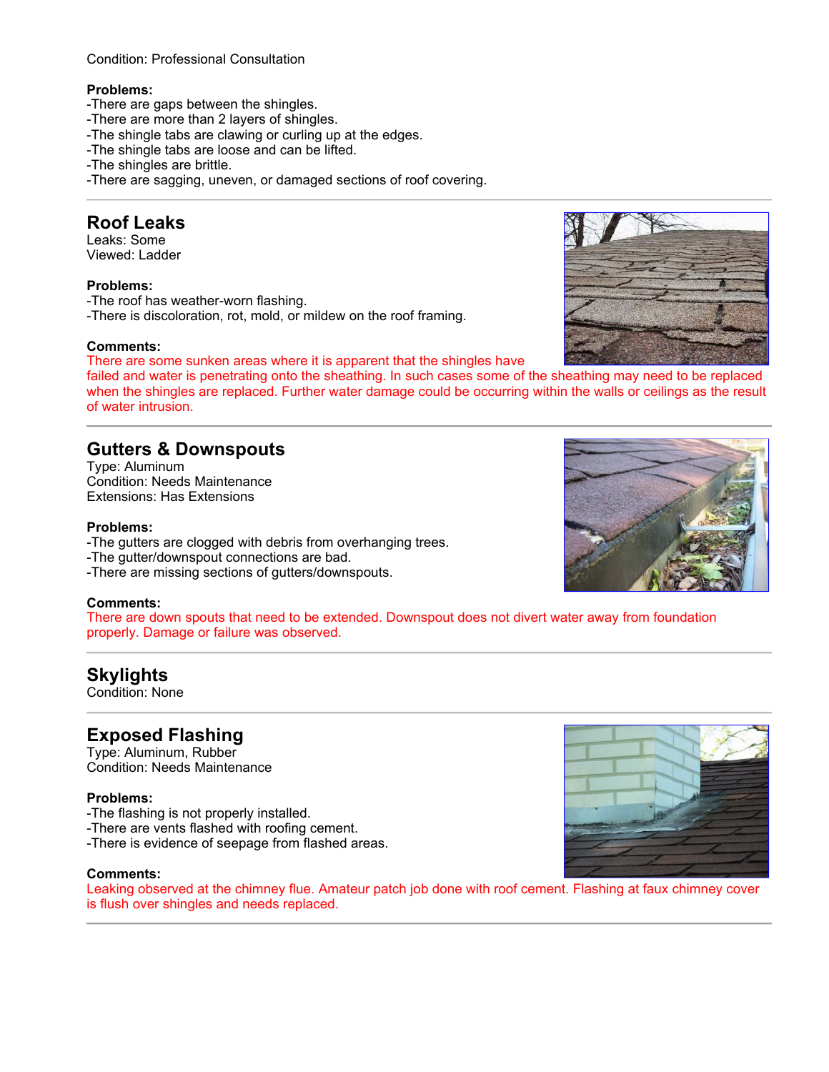Condition: Professional Consultation

**Problems:**
-There are gaps between the shingles.
-There are more than 2 layers of shingles.
-The shingle tabs are clawing or curling up at the edges.
-The shingle tabs are loose and can be lifted.
-The shingles are brittle.
-There are sagging, uneven, or damaged sections of roof covering.

---

## Roof Leaks

Leaks: Some
Viewed: Ladder

**Problems:**
-The roof has weather-worn flashing.
-There is discoloration, rot, mold, or mildew on the roof framing.

**Comments:**
There are some sunken areas where it is apparent that the shingles have failed and water is penetrating onto the sheathing. In such cases some of the sheathing may need to be replaced when the shingles are replaced. Further water damage could be occurring within the walls or ceilings as the result of water intrusion.

---

## Gutters & Downspouts

Type: Aluminum
Condition: Needs Maintenance
Extensions: Has Extensions

**Problems:**
-The gutters are clogged with debris from overhanging trees.
-The gutter/downspout connections are bad.
-There are missing sections of gutters/downspouts.

**Comments:**
There are down spouts that need to be extended. Downspout does not divert water away from foundation properly. Damage or failure was observed.

---

## Skylights

Condition: None

---

## Exposed Flashing

Type: Aluminum, Rubber
Condition: Needs Maintenance

**Problems:**
-The flashing is not properly installed.
-There are vents flashed with roofing cement.
-There is evidence of seepage from flashed areas.

**Comments:**
Leaking observed at the chimney flue. Amateur patch job done with roof cement. Flashing at faux chimney cover is flush over shingles and needs replaced.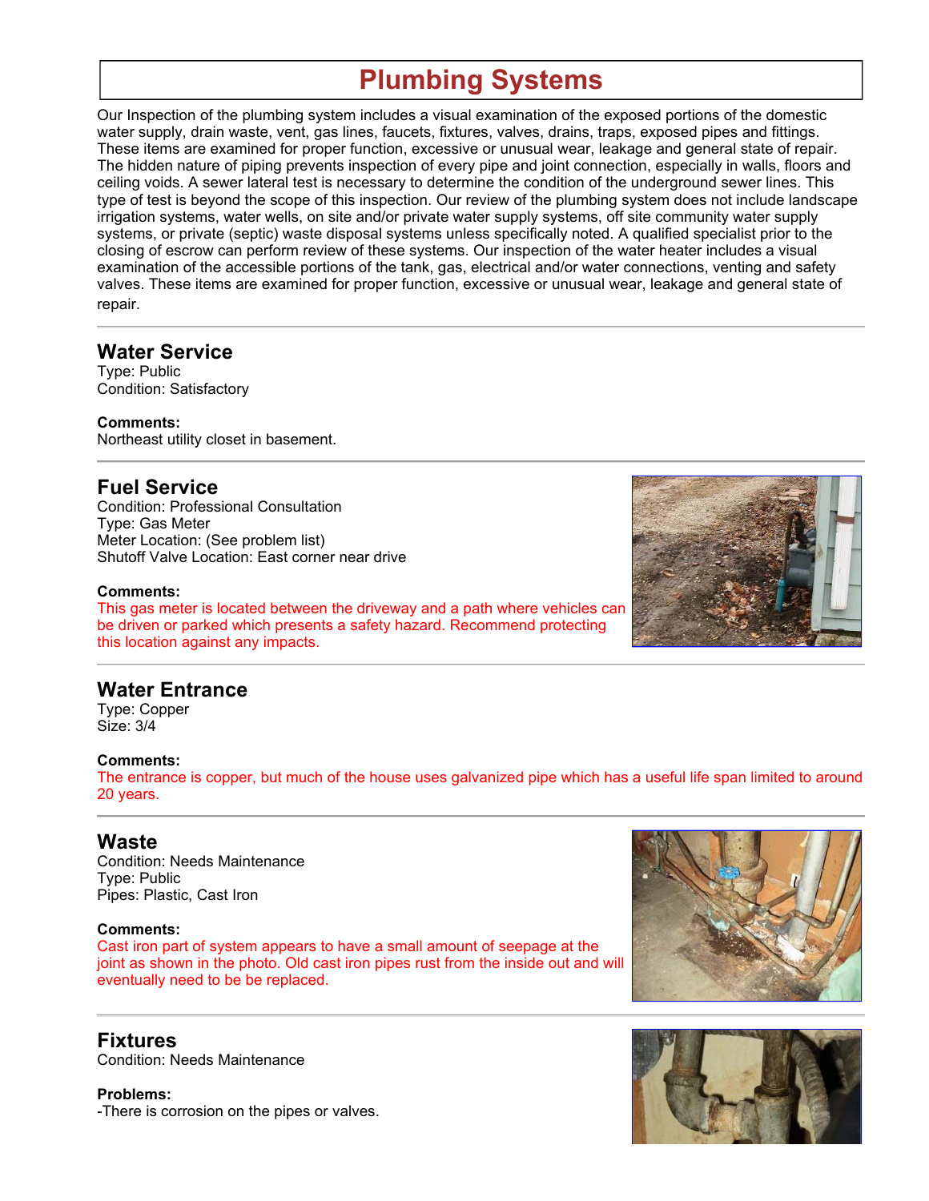# Plumbing Systems

Our Inspection of the plumbing system includes a visual examination of the exposed portions of the domestic water supply, drain waste, vent, gas lines, faucets, fixtures, valves, drains, traps, exposed pipes and fittings. These items are examined for proper function, excessive or unusual wear, leakage and general state of repair. The hidden nature of piping prevents inspection of every pipe and joint connection, especially in walls, floors and ceiling voids. A sewer lateral test is necessary to determine the condition of the underground sewer lines. This type of test is beyond the scope of this inspection. Our review of the plumbing system does not include landscape irrigation systems, water wells, on site and/or private water supply systems, off site community water supply systems, or private (septic) waste disposal systems unless specifically noted. A qualified specialist prior to the closing of escrow can perform review of these systems. Our inspection of the water heater includes a visual examination of the accessible portions of the tank, gas, electrical and/or water connections, venting and safety valves. These items are examined for proper function, excessive or unusual wear, leakage and general state of repair.

## Water Service

Type: Public
Condition: Satisfactory

**Comments:**
Northeast utility closet in basement.

## Fuel Service

Condition: Professional Consultation
Type: Gas Meter
Meter Location: (See problem list)
Shutoff Valve Location: East corner near drive

**Comments:**
This gas meter is located between the driveway and a path where vehicles can be driven or parked which presents a safety hazard. Recommend protecting this location against any impacts.

## Water Entrance

Type: Copper
Size: 3/4

**Comments:**
The entrance is copper, but much of the house uses galvanized pipe which has a useful life span limited to around 20 years.

## Waste

Condition: Needs Maintenance
Type: Public
Pipes: Plastic, Cast Iron

**Comments:**
Cast iron part of system appears to have a small amount of seepage at the joint as shown in the photo. Old cast iron pipes rust from the inside out and will eventually need to be be replaced.

## Fixtures

Condition: Needs Maintenance

**Problems:**
-There is corrosion on the pipes or valves.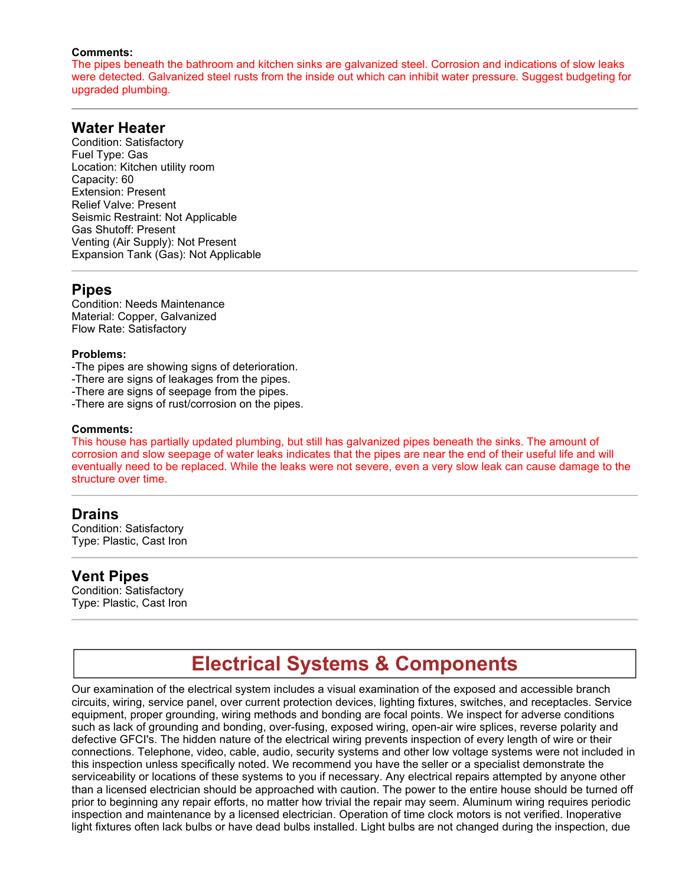**Comments:**
The pipes beneath the bathroom and kitchen sinks are galvanized steel. Corrosion and indications of slow leaks were detected. Galvanized steel rusts from the inside out which can inhibit water pressure. Suggest budgeting for upgraded plumbing.

---

### Water Heater

Condition: Satisfactory
Fuel Type: Gas
Location: Kitchen utility room
Capacity: 60
Extension: Present
Relief Valve: Present
Seismic Restraint: Not Applicable
Gas Shutoff: Present
Venting (Air Supply): Not Present
Expansion Tank (Gas): Not Applicable

---

### Pipes

Condition: Needs Maintenance
Material: Copper, Galvanized
Flow Rate: Satisfactory

**Problems:**
-The pipes are showing signs of deterioration.
-There are signs of leakages from the pipes.
-There are signs of seepage from the pipes.
-There are signs of rust/corrosion on the pipes.

**Comments:**
This house has partially updated plumbing, but still has galvanized pipes beneath the sinks. The amount of corrosion and slow seepage of water leaks indicates that the pipes are near the end of their useful life and will eventually need to be replaced. While the leaks were not severe, even a very slow leak can cause damage to the structure over time.

---

### Drains

Condition: Satisfactory
Type: Plastic, Cast Iron

---

### Vent Pipes

Condition: Satisfactory
Type: Plastic, Cast Iron

---

## Electrical Systems & Components

Our examination of the electrical system includes a visual examination of the exposed and accessible branch circuits, wiring, service panel, over current protection devices, lighting fixtures, switches, and receptacles. Service equipment, proper grounding, wiring methods and bonding are focal points. We inspect for adverse conditions such as lack of grounding and bonding, over-fusing, exposed wiring, open-air wire splices, reverse polarity and defective GFCI's. The hidden nature of the electrical wiring prevents inspection of every length of wire or their connections. Telephone, video, cable, audio, security systems and other low voltage systems were not included in this inspection unless specifically noted. We recommend you have the seller or a specialist demonstrate the serviceability or locations of these systems to you if necessary. Any electrical repairs attempted by anyone other than a licensed electrician should be approached with caution. The power to the entire house should be turned off prior to beginning any repair efforts, no matter how trivial the repair may seem. Aluminum wiring requires periodic inspection and maintenance by a licensed electrician. Operation of time clock motors is not verified. Inoperative light fixtures often lack bulbs or have dead bulbs installed. Light bulbs are not changed during the inspection, due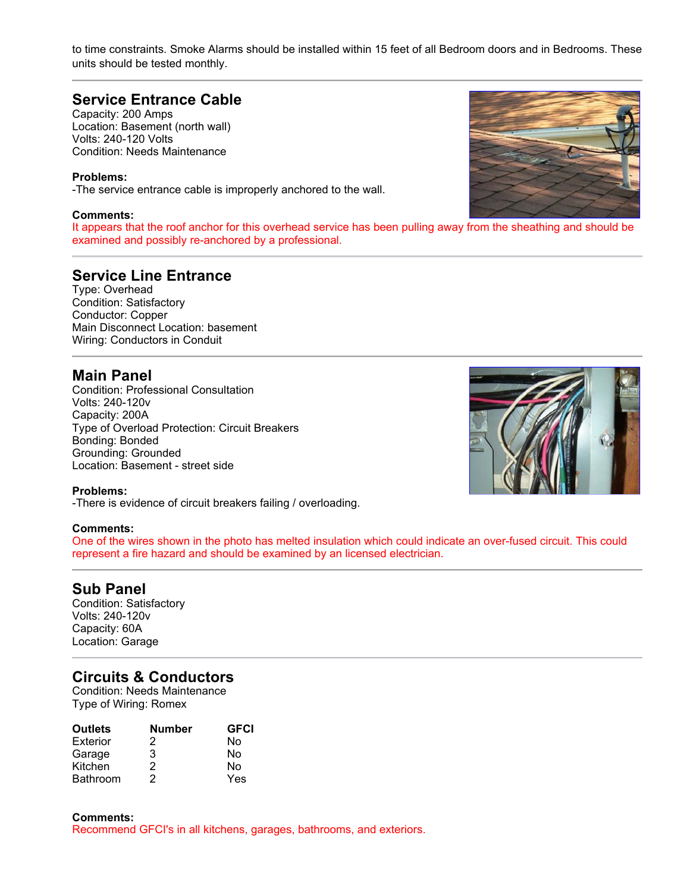to time constraints. Smoke Alarms should be installed within 15 feet of all Bedroom doors and in Bedrooms. These units should be tested monthly.

---

## Service Entrance Cable

Capacity: 200 Amps
Location: Basement (north wall)
Volts: 240-120 Volts
Condition: Needs Maintenance

**Problems:**
-The service entrance cable is improperly anchored to the wall.

**Comments:**
It appears that the roof anchor for this overhead service has been pulling away from the sheathing and should be examined and possibly re-anchored by a professional.

---

## Service Line Entrance

Type: Overhead
Condition: Satisfactory
Conductor: Copper
Main Disconnect Location: basement
Wiring: Conductors in Conduit

---

## Main Panel

Condition: Professional Consultation
Volts: 240-120v
Capacity: 200A
Type of Overload Protection: Circuit Breakers
Bonding: Bonded
Grounding: Grounded
Location: Basement - street side

**Problems:**
-There is evidence of circuit breakers failing / overloading.

**Comments:**
One of the wires shown in the photo has melted insulation which could indicate an over-fused circuit. This could represent a fire hazard and should be examined by a licensed electrician.

---

## Sub Panel

Condition: Satisfactory
Volts: 240-120v
Capacity: 60A
Location: Garage

---

## Circuits & Conductors

Condition: Needs Maintenance
Type of Wiring: Romex

| Outlets | Number | GFCI |
|---|---|---|
| Exterior | 2 | No |
| Garage | 3 | No |
| Kitchen | 2 | No |
| Bathroom | 2 | Yes |

**Comments:**
Recommend GFCI's in all kitchens, garages, bathrooms, and exteriors.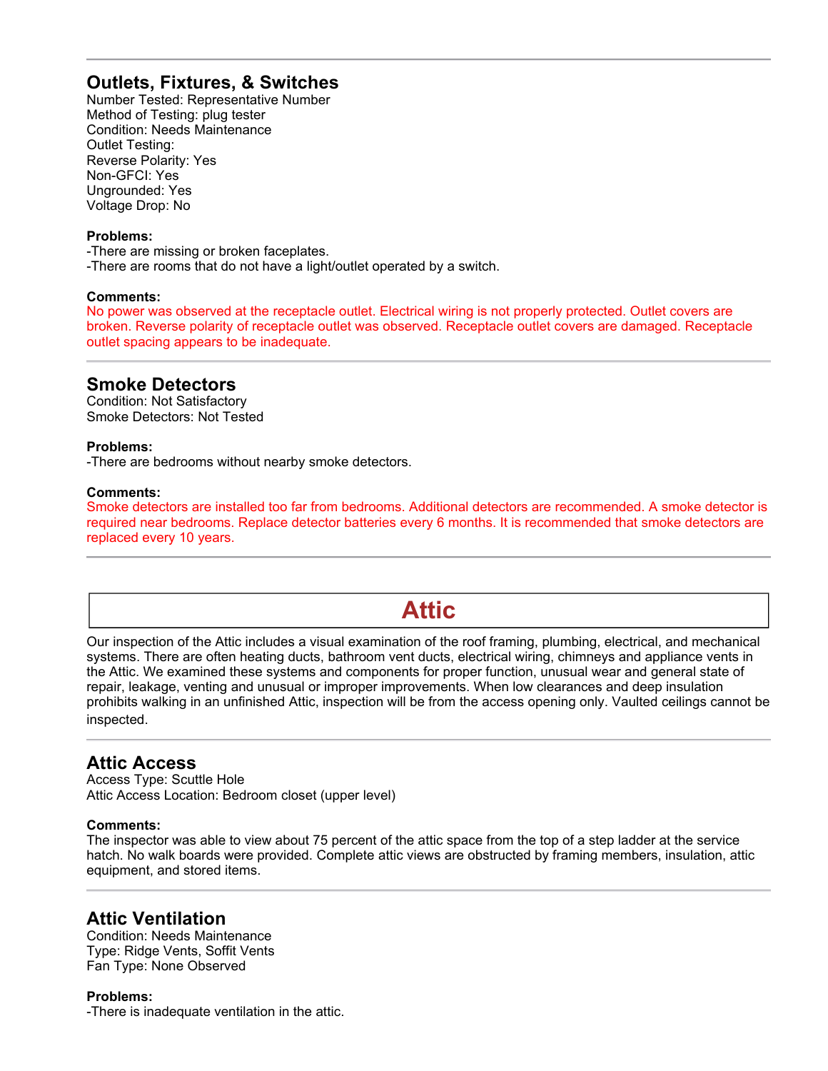## Outlets, Fixtures, & Switches

Number Tested: Representative Number
Method of Testing: plug tester
Condition: Needs Maintenance
Outlet Testing:
Reverse Polarity: Yes
Non-GFCI: Yes
Ungrounded: Yes
Voltage Drop: No

**Problems:**

-There are missing or broken faceplates.
-There are rooms that do not have a light/outlet operated by a switch.

**Comments:**

No power was observed at the receptacle outlet. Electrical wiring is not properly protected. Outlet covers are broken. Reverse polarity of receptacle outlet was observed. Receptacle outlet covers are damaged. Receptacle outlet spacing appears to be inadequate.

## Smoke Detectors

Condition: Not Satisfactory
Smoke Detectors: Not Tested

**Problems:**

-There are bedrooms without nearby smoke detectors.

**Comments:**

Smoke detectors are installed too far from bedrooms. Additional detectors are recommended. A smoke detector is required near bedrooms. Replace detector batteries every 6 months. It is recommended that smoke detectors are replaced every 10 years.

# Attic

Our inspection of the Attic includes a visual examination of the roof framing, plumbing, electrical, and mechanical systems. There are often heating ducts, bathroom vent ducts, electrical wiring, chimneys and appliance vents in the Attic. We examined these systems and components for proper function, unusual wear and general state of repair, leakage, venting and unusual or improper improvements. When low clearances and deep insulation prohibits walking in an unfinished Attic, inspection will be from the access opening only. Vaulted ceilings cannot be inspected.

## Attic Access

Access Type: Scuttle Hole
Attic Access Location: Bedroom closet (upper level)

**Comments:**

The inspector was able to view about 75 percent of the attic space from the top of a step ladder at the service hatch. No walk boards were provided. Complete attic views are obstructed by framing members, insulation, attic equipment, and stored items.

## Attic Ventilation

Condition: Needs Maintenance
Type: Ridge Vents, Soffit Vents
Fan Type: None Observed

**Problems:**

-There is inadequate ventilation in the attic.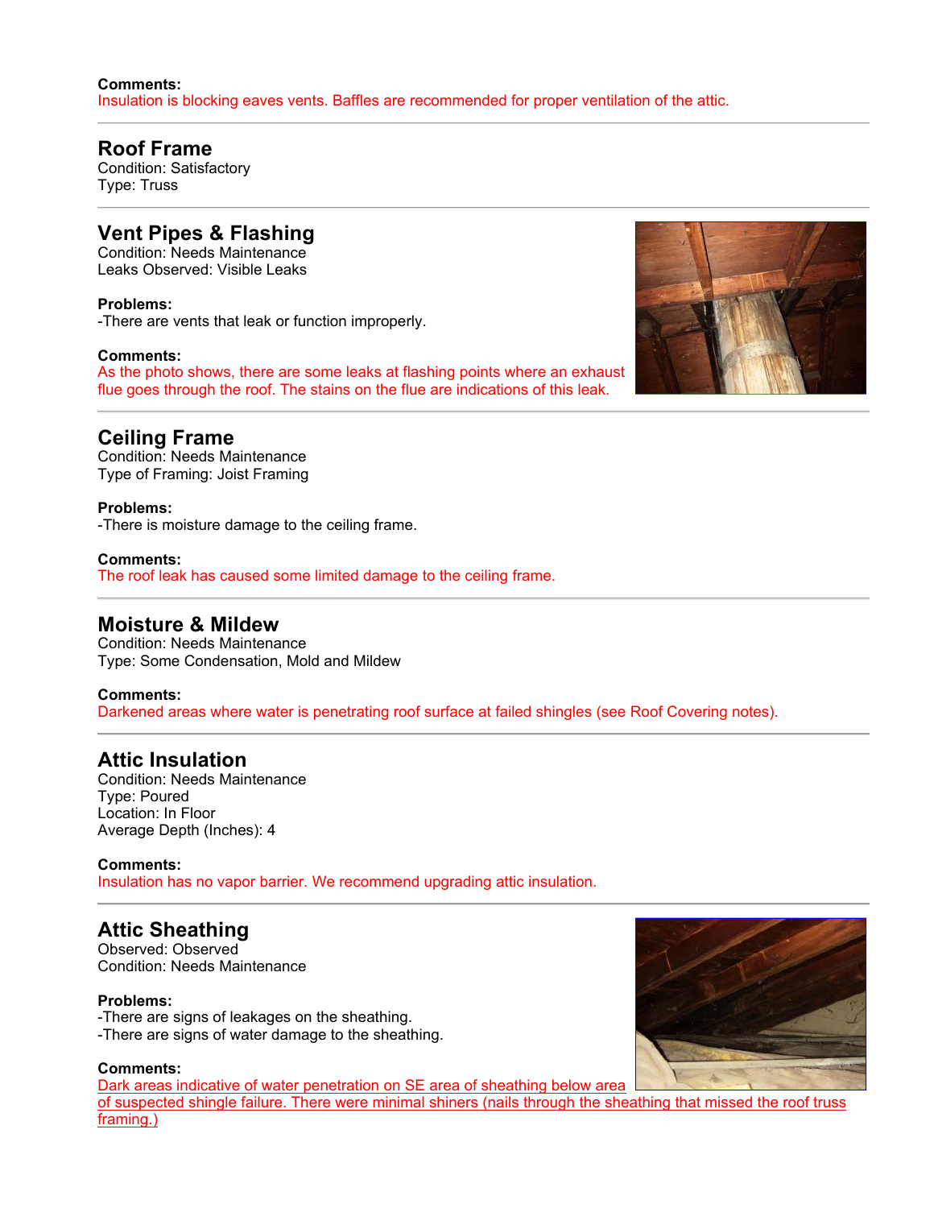**Comments:**
Insulation is blocking eaves vents. Baffles are recommended for proper ventilation of the attic.

---

## Roof Frame

Condition: Satisfactory
Type: Truss

---

## Vent Pipes & Flashing

Condition: Needs Maintenance
Leaks Observed: Visible Leaks

**Problems:**
-There are vents that leak or function improperly.

**Comments:**
As the photo shows, there are some leaks at flashing points where an exhaust flue goes through the roof. The stains on the flue are indications of this leak.

---

## Ceiling Frame

Condition: Needs Maintenance
Type of Framing: Joist Framing

**Problems:**
-There is moisture damage to the ceiling frame.

**Comments:**
The roof leak has caused some limited damage to the ceiling frame.

---

## Moisture & Mildew

Condition: Needs Maintenance
Type: Some Condensation, Mold and Mildew

**Comments:**
Darkened areas where water is penetrating roof surface at failed shingles (see Roof Covering notes).

---

## Attic Insulation

Condition: Needs Maintenance
Type: Poured
Location: In Floor
Average Depth (Inches): 4

**Comments:**
Insulation has no vapor barrier. We recommend upgrading attic insulation.

---

## Attic Sheathing

Observed: Observed
Condition: Needs Maintenance

**Problems:**
-There are signs of leakages on the sheathing.
-There are signs of water damage to the sheathing.

**Comments:**
Dark areas indicative of water penetration on SE area of sheathing below area of suspected shingle failure. There were minimal shiners (nails through the sheathing that missed the roof truss framing.)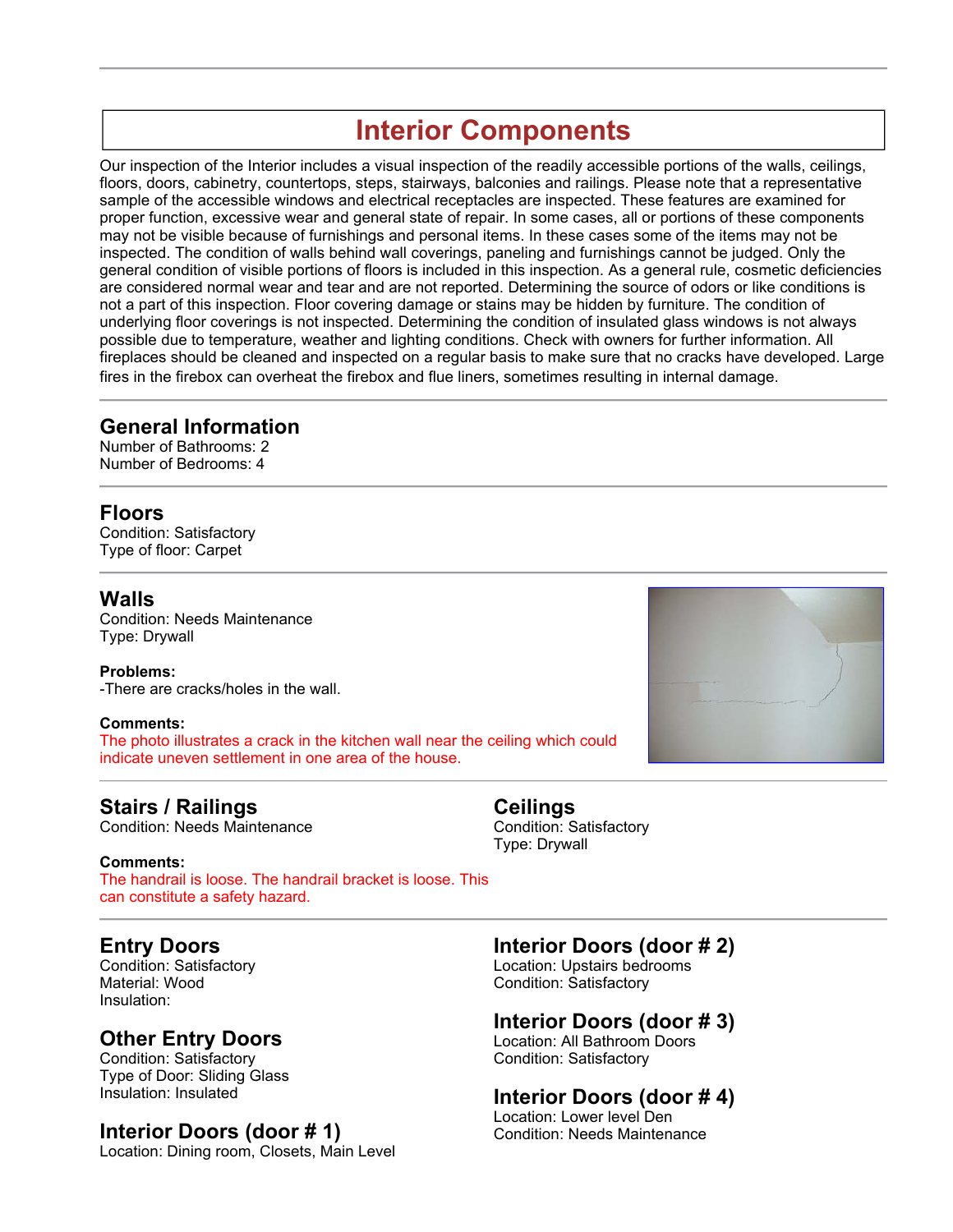# Interior Components

Our inspection of the Interior includes a visual inspection of the readily accessible portions of the walls, ceilings, floors, doors, cabinetry, countertops, steps, stairways, balconies and railings. Please note that a representative sample of the accessible windows and electrical receptacles are inspected. These features are examined for proper function, excessive wear and general state of repair. In some cases, all or portions of these components may not be visible because of furnishings and personal items. In these cases some of the items may not be inspected. The condition of walls behind wall coverings, paneling and furnishings cannot be judged. Only the general condition of visible portions of floors is included in this inspection. As a general rule, cosmetic deficiencies are considered normal wear and tear and are not reported. Determining the source of odors or like conditions is not a part of this inspection. Floor covering damage or stains may be hidden by furniture. The condition of underlying floor coverings is not inspected. Determining the condition of insulated glass windows is not always possible due to temperature, weather and lighting conditions. Check with owners for further information. All fireplaces should be cleaned and inspected on a regular basis to make sure that no cracks have developed. Large fires in the firebox can overheat the firebox and flue liners, sometimes resulting in internal damage.

## General Information

Number of Bathrooms: 2
Number of Bedrooms: 4

## Floors

Condition: Satisfactory
Type of floor: Carpet

## Walls

Condition: Needs Maintenance
Type: Drywall

**Problems:**
-There are cracks/holes in the wall.

**Comments:**
The photo illustrates a crack in the kitchen wall near the ceiling which could indicate uneven settlement in one area of the house.

## Stairs / Railings

Condition: Needs Maintenance

**Comments:**
The handrail is loose. The handrail bracket is loose. This can constitute a safety hazard.

## Ceilings

Condition: Satisfactory
Type: Drywall

## Entry Doors

Condition: Satisfactory
Material: Wood
Insulation:

## Other Entry Doors

Condition: Satisfactory
Type of Door: Sliding Glass
Insulation: Insulated

## Interior Doors (door # 1)

Location: Dining room, Closets, Main Level

## Interior Doors (door # 2)

Location: Upstairs bedrooms
Condition: Satisfactory

## Interior Doors (door # 3)

Location: All Bathroom Doors
Condition: Satisfactory

## Interior Doors (door # 4)

Location: Lower level Den
Condition: Needs Maintenance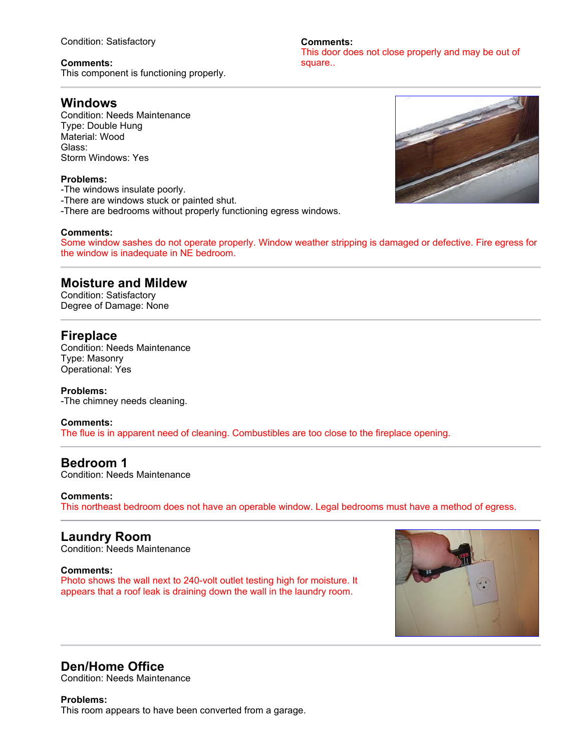Condition: Satisfactory

**Comments:**
This component is functioning properly.

**Comments:**
This door does not close properly and may be out of square..

## Windows

Condition: Needs Maintenance
Type: Double Hung
Material: Wood
Glass:
Storm Windows: Yes

**Problems:**
-The windows insulate poorly.
-There are windows stuck or painted shut.
-There are bedrooms without properly functioning egress windows.

**Comments:**
Some window sashes do not operate properly. Window weather stripping is damaged or defective. Fire egress for the window is inadequate in NE bedroom.

## Moisture and Mildew

Condition: Satisfactory
Degree of Damage: None

## Fireplace

Condition: Needs Maintenance
Type: Masonry
Operational: Yes

**Problems:**
-The chimney needs cleaning.

**Comments:**
The flue is in apparent need of cleaning. Combustibles are too close to the fireplace opening.

## Bedroom 1

Condition: Needs Maintenance

**Comments:**
This northeast bedroom does not have an operable window. Legal bedrooms must have a method of egress.

## Laundry Room

Condition: Needs Maintenance

**Comments:**
Photo shows the wall next to 240-volt outlet testing high for moisture. It appears that a roof leak is draining down the wall in the laundry room.

## Den/Home Office

Condition: Needs Maintenance

**Problems:**
This room appears to have been converted from a garage.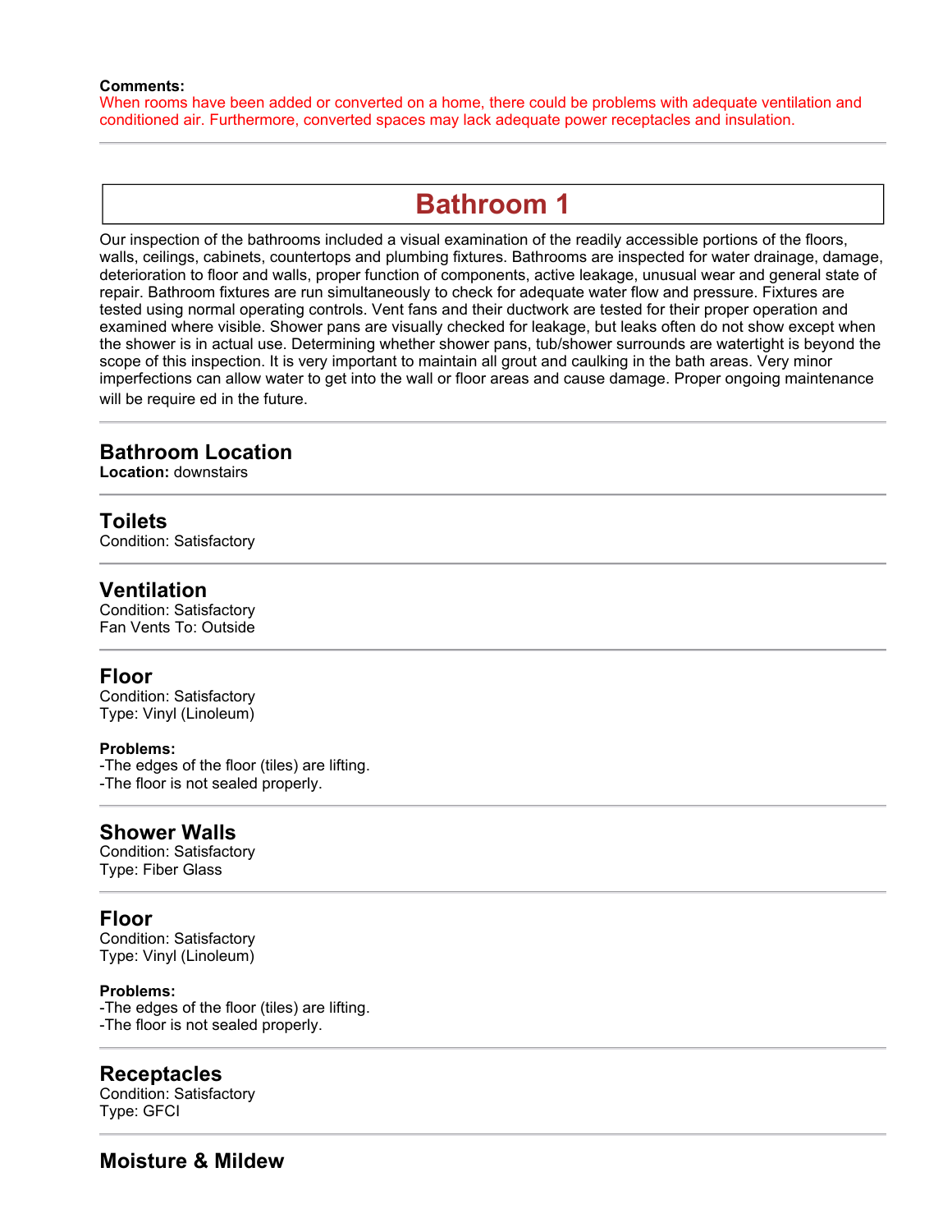**Comments:**
When rooms have been added or converted on a home, there could be problems with adequate ventilation and conditioned air. Furthermore, converted spaces may lack adequate power receptacles and insulation.

---

# Bathroom 1

Our inspection of the bathrooms included a visual examination of the readily accessible portions of the floors, walls, ceilings, cabinets, countertops and plumbing fixtures. Bathrooms are inspected for water drainage, damage, deterioration to floor and walls, proper function of components, active leakage, unusual wear and general state of repair. Bathroom fixtures are run simultaneously to check for adequate water flow and pressure. Fixtures are tested using normal operating controls. Vent fans and their ductwork are tested for their proper operation and examined where visible. Shower pans are visually checked for leakage, but leaks often do not show except when the shower is in actual use. Determining whether shower pans, tub/shower surrounds are watertight is beyond the scope of this inspection. It is very important to maintain all grout and caulking in the bath areas. Very minor imperfections can allow water to get into the wall or floor areas and cause damage. Proper ongoing maintenance will be require ed in the future.

---

## Bathroom Location

**Location:** downstairs

---

## Toilets

Condition: Satisfactory

---

## Ventilation

Condition: Satisfactory
Fan Vents To: Outside

---

## Floor

Condition: Satisfactory
Type: Vinyl (Linoleum)

**Problems:**
-The edges of the floor (tiles) are lifting.
-The floor is not sealed properly.

---

## Shower Walls

Condition: Satisfactory
Type: Fiber Glass

---

## Floor

Condition: Satisfactory
Type: Vinyl (Linoleum)

**Problems:**
-The edges of the floor (tiles) are lifting.
-The floor is not sealed properly.

---

## Receptacles

Condition: Satisfactory
Type: GFCI

---

## Moisture & Mildew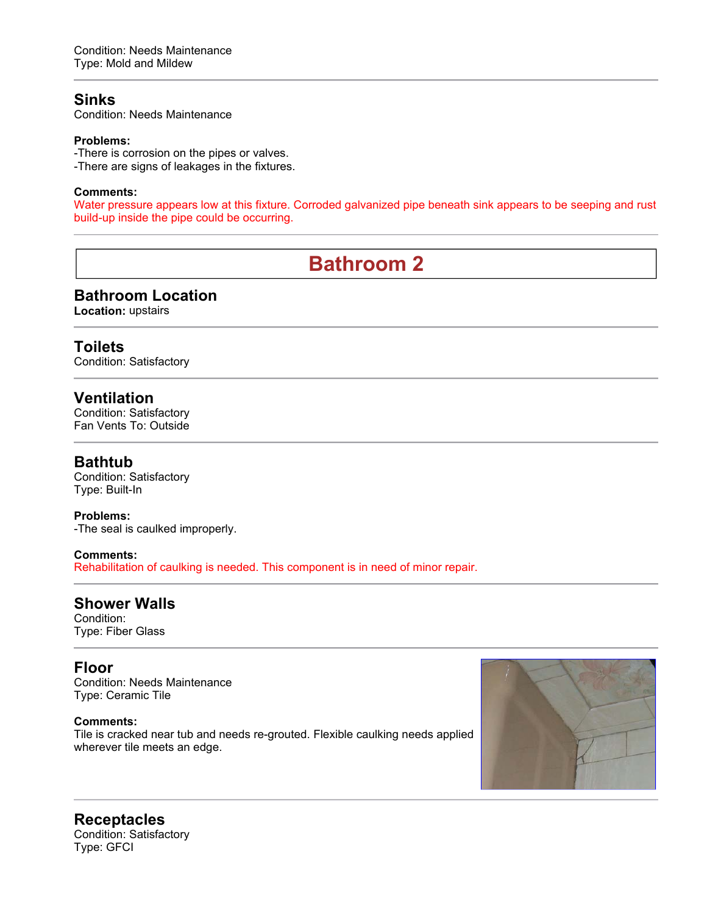Condition: Needs Maintenance
Type: Mold and Mildew

### Sinks

Condition: Needs Maintenance

**Problems:**

-There is corrosion on the pipes or valves.
-There are signs of leakages in the fixtures.

**Comments:**

Water pressure appears low at this fixture. Corroded galvanized pipe beneath sink appears to be seeping and rust build-up inside the pipe could be occurring.

## Bathroom 2

### Bathroom Location

**Location:** upstairs

### Toilets

Condition: Satisfactory

### Ventilation

Condition: Satisfactory
Fan Vents To: Outside

### Bathtub

Condition: Satisfactory
Type: Built-In

**Problems:**

-The seal is caulked improperly.

**Comments:**

Rehabilitation of caulking is needed. This component is in need of minor repair.

### Shower Walls

Condition:
Type: Fiber Glass

### Floor

Condition: Needs Maintenance
Type: Ceramic Tile

**Comments:**

Tile is cracked near tub and needs re-grouted. Flexible caulking needs applied wherever tile meets an edge.

### Receptacles

Condition: Satisfactory
Type: GFCI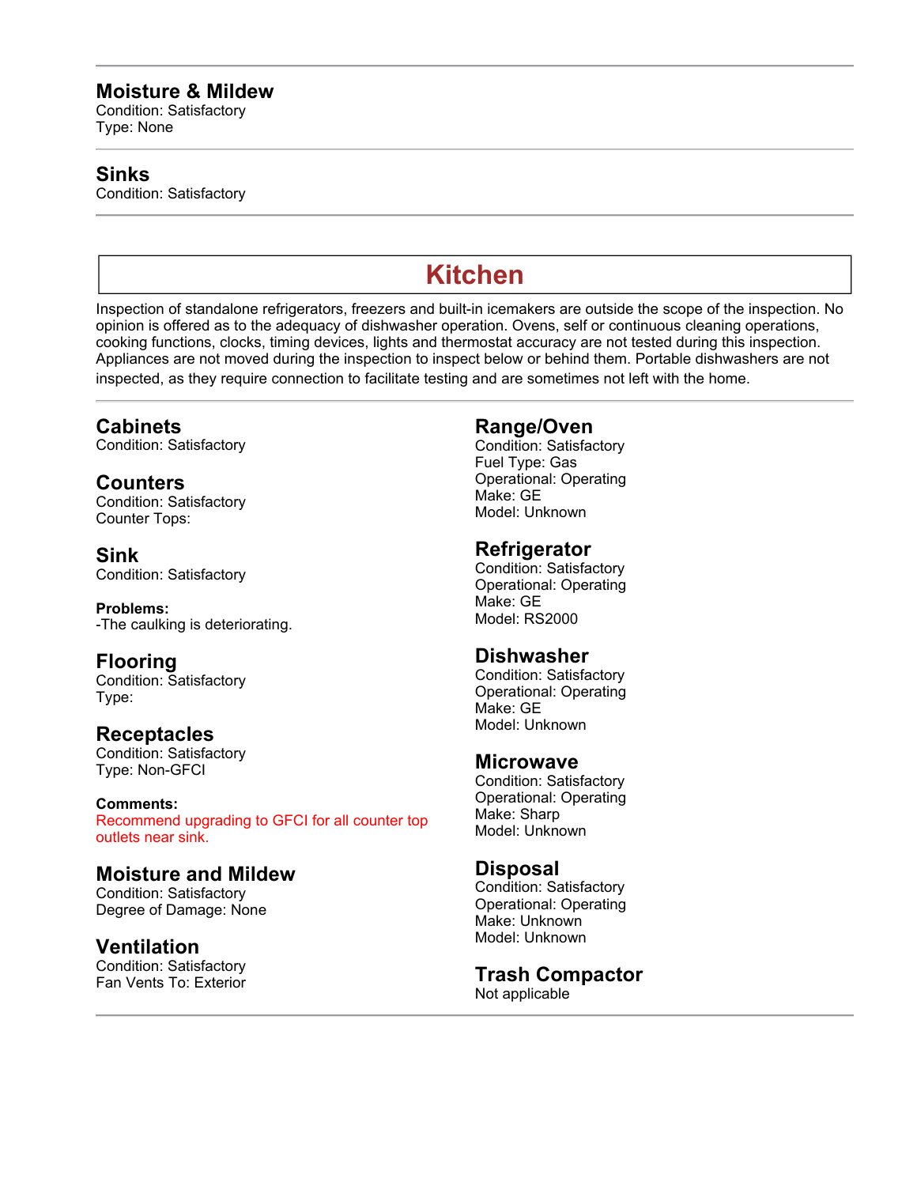### Moisture & Mildew

Condition: Satisfactory
Type: None

### Sinks

Condition: Satisfactory

## Kitchen

Inspection of standalone refrigerators, freezers and built-in icemakers are outside the scope of the inspection. No opinion is offered as to the adequacy of dishwasher operation. Ovens, self or continuous cleaning operations, cooking functions, clocks, timing devices, lights and thermostat accuracy are not tested during this inspection. Appliances are not moved during the inspection to inspect below or behind them. Portable dishwashers are not inspected, as they require connection to facilitate testing and are sometimes not left with the home.

### Cabinets

Condition: Satisfactory

### Counters

Condition: Satisfactory
Counter Tops:

### Sink

Condition: Satisfactory

**Problems:**
-The caulking is deteriorating.

### Flooring

Condition: Satisfactory
Type:

### Receptacles

Condition: Satisfactory
Type: Non-GFCI

**Comments:**
Recommend upgrading to GFCI for all counter top outlets near sink.

### Moisture and Mildew

Condition: Satisfactory
Degree of Damage: None

### Ventilation

Condition: Satisfactory
Fan Vents To: Exterior

### Range/Oven

Condition: Satisfactory
Fuel Type: Gas
Operational: Operating
Make: GE
Model: Unknown

### Refrigerator

Condition: Satisfactory
Operational: Operating
Make: GE
Model: RS2000

### Dishwasher

Condition: Satisfactory
Operational: Operating
Make: GE
Model: Unknown

### Microwave

Condition: Satisfactory
Operational: Operating
Make: Sharp
Model: Unknown

### Disposal

Condition: Satisfactory
Operational: Operating
Make: Unknown
Model: Unknown

### Trash Compactor

Not applicable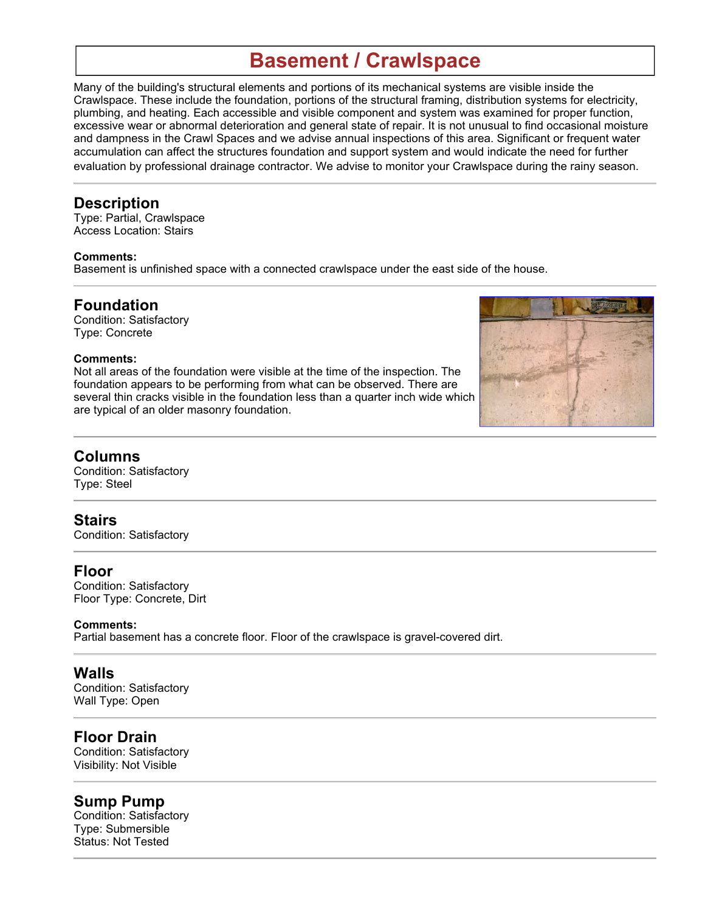# Basement / Crawlspace

Many of the building's structural elements and portions of its mechanical systems are visible inside the Crawlspace. These include the foundation, portions of the structural framing, distribution systems for electricity, plumbing, and heating. Each accessible and visible component and system was examined for proper function, excessive wear or abnormal deterioration and general state of repair. It is not unusual to find occasional moisture and dampness in the Crawl Spaces and we advise annual inspections of this area. Significant or frequent water accumulation can affect the structures foundation and support system and would indicate the need for further evaluation by professional drainage contractor. We advise to monitor your Crawlspace during the rainy season.

## Description

Type: Partial, Crawlspace
Access Location: Stairs

**Comments:**
Basement is unfinished space with a connected crawlspace under the east side of the house.

## Foundation

Condition: Satisfactory
Type: Concrete

**Comments:**
Not all areas of the foundation were visible at the time of the inspection. The foundation appears to be performing from what can be observed. There are several thin cracks visible in the foundation less than a quarter inch wide which are typical of an older masonry foundation.

## Columns

Condition: Satisfactory
Type: Steel

## Stairs

Condition: Satisfactory

## Floor

Condition: Satisfactory
Floor Type: Concrete, Dirt

**Comments:**
Partial basement has a concrete floor. Floor of the crawlspace is gravel-covered dirt.

## Walls

Condition: Satisfactory
Wall Type: Open

## Floor Drain

Condition: Satisfactory
Visibility: Not Visible

## Sump Pump

Condition: Satisfactory
Type: Submersible
Status: Not Tested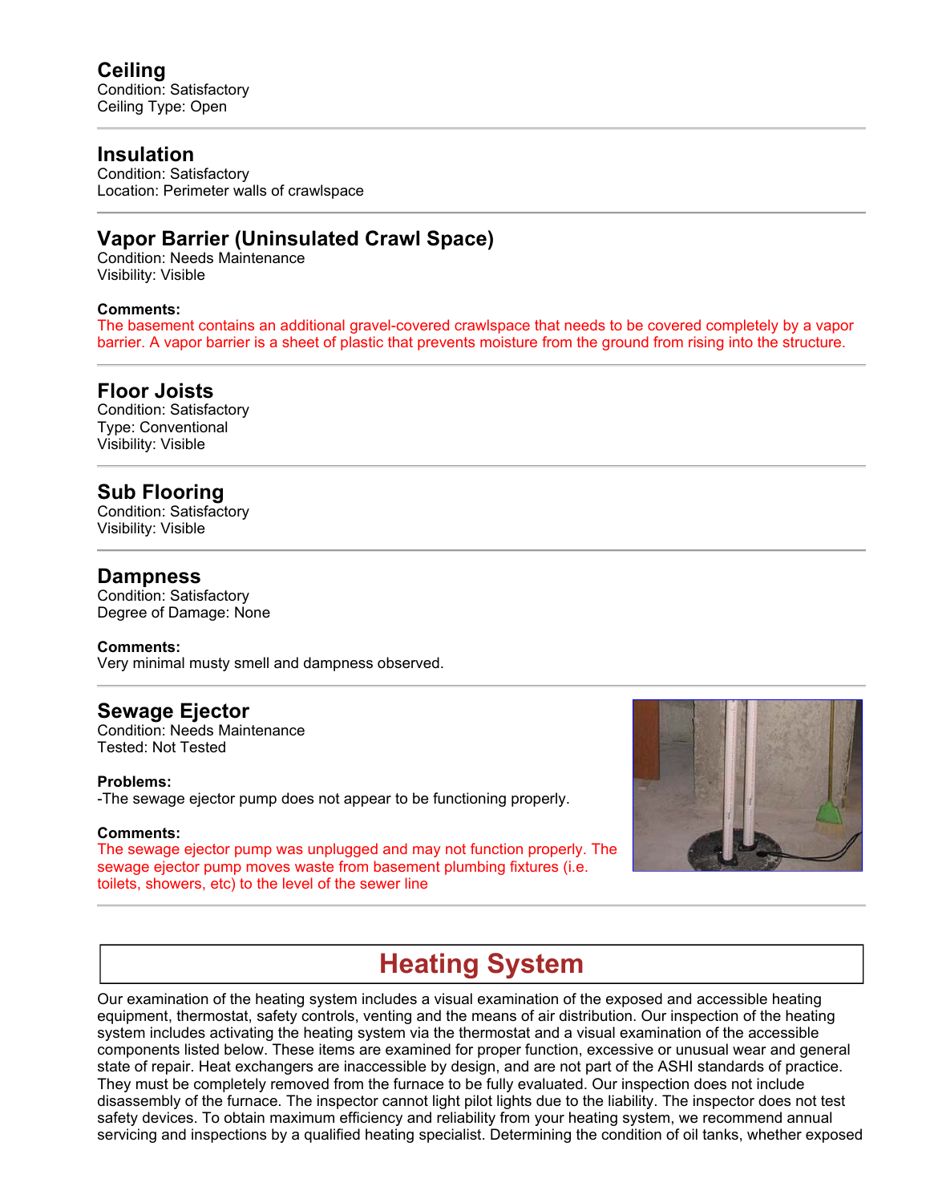### Ceiling
Condition: Satisfactory
Ceiling Type: Open

---

### Insulation
Condition: Satisfactory
Location: Perimeter walls of crawlspace

---

### Vapor Barrier (Uninsulated Crawl Space)
Condition: Needs Maintenance
Visibility: Visible

**Comments:**
The basement contains an additional gravel-covered crawlspace that needs to be covered completely by a vapor barrier. A vapor barrier is a sheet of plastic that prevents moisture from the ground from rising into the structure.

---

### Floor Joists
Condition: Satisfactory
Type: Conventional
Visibility: Visible

---

### Sub Flooring
Condition: Satisfactory
Visibility: Visible

---

### Dampness
Condition: Satisfactory
Degree of Damage: None

**Comments:**
Very minimal musty smell and dampness observed.

---

### Sewage Ejector
Condition: Needs Maintenance
Tested: Not Tested

**Problems:**
-The sewage ejector pump does not appear to be functioning properly.

**Comments:**
The sewage ejector pump was unplugged and may not function properly. The sewage ejector pump moves waste from basement plumbing fixtures (i.e. toilets, showers, etc) to the level of the sewer line

---

## Heating System

Our examination of the heating system includes a visual examination of the exposed and accessible heating equipment, thermostat, safety controls, venting and the means of air distribution. Our inspection of the heating system includes activating the heating system via the thermostat and a visual examination of the accessible components listed below. These items are examined for proper function, excessive or unusual wear and general state of repair. Heat exchangers are inaccessible by design, and are not part of the ASHI standards of practice. They must be completely removed from the furnace to be fully evaluated. Our inspection does not include disassembly of the furnace. The inspector cannot light pilot lights due to the liability. The inspector does not test safety devices. To obtain maximum efficiency and reliability from your heating system, we recommend annual servicing and inspections by a qualified heating specialist. Determining the condition of oil tanks, whether exposed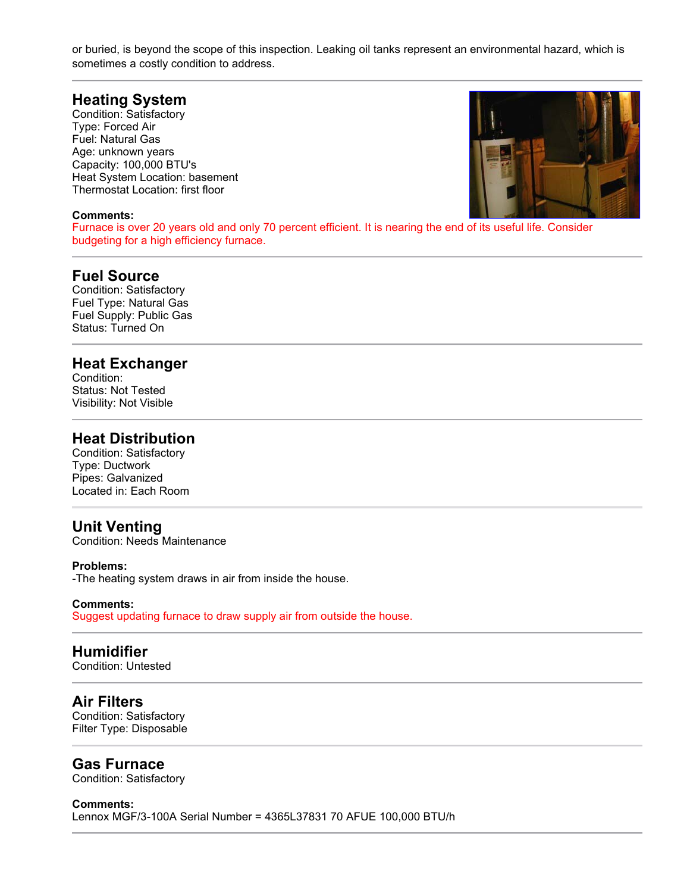or buried, is beyond the scope of this inspection. Leaking oil tanks represent an environmental hazard, which is sometimes a costly condition to address.

## Heating System

Condition: Satisfactory
Type: Forced Air
Fuel: Natural Gas
Age: unknown years
Capacity: 100,000 BTU's
Heat System Location: basement
Thermostat Location: first floor

**Comments:**
Furnace is over 20 years old and only 70 percent efficient. It is nearing the end of its useful life. Consider budgeting for a high efficiency furnace.

## Fuel Source

Condition: Satisfactory
Fuel Type: Natural Gas
Fuel Supply: Public Gas
Status: Turned On

## Heat Exchanger

Condition:
Status: Not Tested
Visibility: Not Visible

## Heat Distribution

Condition: Satisfactory
Type: Ductwork
Pipes: Galvanized
Located in: Each Room

## Unit Venting

Condition: Needs Maintenance

**Problems:**
-The heating system draws in air from inside the house.

**Comments:**
Suggest updating furnace to draw supply air from outside the house.

## Humidifier

Condition: Untested

## Air Filters

Condition: Satisfactory
Filter Type: Disposable

## Gas Furnace

Condition: Satisfactory

**Comments:**
Lennox MGF/3-100A Serial Number = 4365L37831 70 AFUE 100,000 BTU/h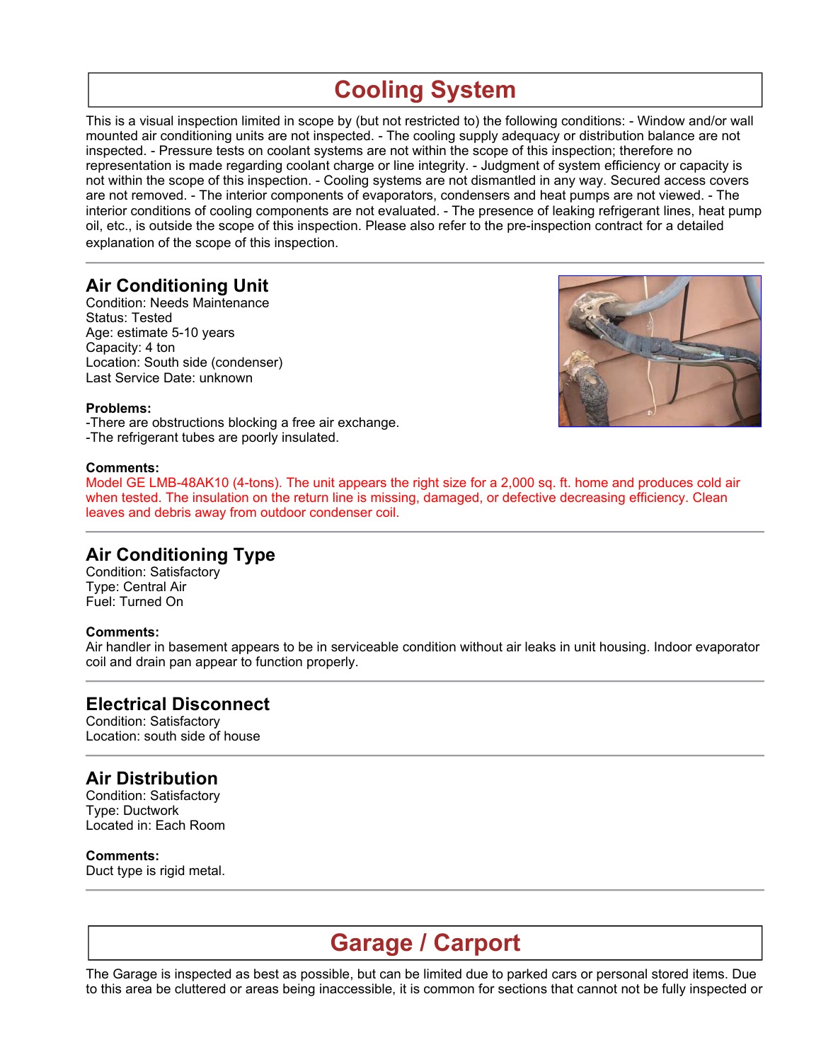# Cooling System

This is a visual inspection limited in scope by (but not restricted to) the following conditions: - Window and/or wall mounted air conditioning units are not inspected. - The cooling supply adequacy or distribution balance are not inspected. - Pressure tests on coolant systems are not within the scope of this inspection; therefore no representation is made regarding coolant charge or line integrity. - Judgment of system efficiency or capacity is not within the scope of this inspection. - Cooling systems are not dismantled in any way. Secured access covers are not removed. - The interior components of evaporators, condensers and heat pumps are not viewed. - The interior conditions of cooling components are not evaluated. - The presence of leaking refrigerant lines, heat pump oil, etc., is outside the scope of this inspection. Please also refer to the pre-inspection contract for a detailed explanation of the scope of this inspection.

---

## Air Conditioning Unit

Condition: Needs Maintenance
Status: Tested
Age: estimate 5-10 years
Capacity: 4 ton
Location: South side (condenser)
Last Service Date: unknown

**Problems:**
-There are obstructions blocking a free air exchange.
-The refrigerant tubes are poorly insulated.

**Comments:**
Model GE LMB-48AK10 (4-tons). The unit appears the right size for a 2,000 sq. ft. home and produces cold air when tested. The insulation on the return line is missing, damaged, or defective decreasing efficiency. Clean leaves and debris away from outdoor condenser coil.

---

## Air Conditioning Type

Condition: Satisfactory
Type: Central Air
Fuel: Turned On

**Comments:**
Air handler in basement appears to be in serviceable condition without air leaks in unit housing. Indoor evaporator coil and drain pan appear to function properly.

---

## Electrical Disconnect

Condition: Satisfactory
Location: south side of house

---

## Air Distribution

Condition: Satisfactory
Type: Ductwork
Located in: Each Room

**Comments:**
Duct type is rigid metal.

---

# Garage / Carport

The Garage is inspected as best as possible, but can be limited due to parked cars or personal stored items. Due to this area be cluttered or areas being inaccessible, it is common for sections that cannot not be fully inspected or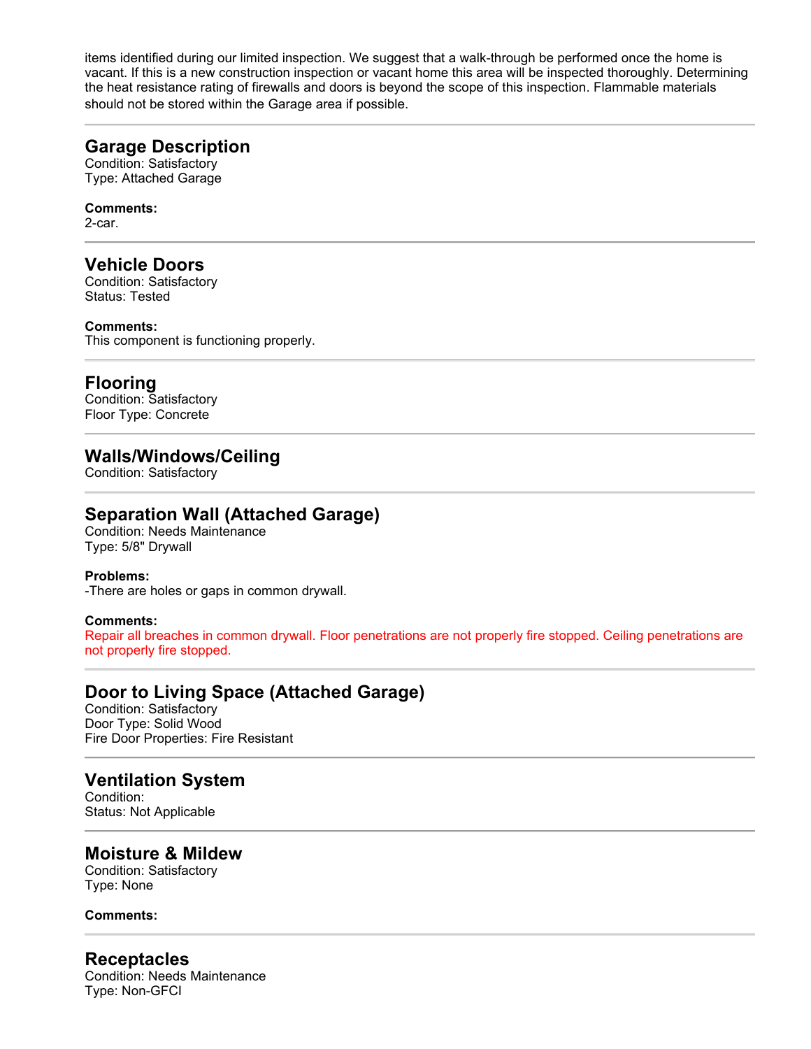items identified during our limited inspection. We suggest that a walk-through be performed once the home is vacant. If this is a new construction inspection or vacant home this area will be inspected thoroughly. Determining the heat resistance rating of firewalls and doors is beyond the scope of this inspection. Flammable materials should not be stored within the Garage area if possible.

---

## Garage Description
Condition: Satisfactory
Type: Attached Garage

**Comments:**
2-car.

---

## Vehicle Doors
Condition: Satisfactory
Status: Tested

**Comments:**
This component is functioning properly.

---

## Flooring
Condition: Satisfactory
Floor Type: Concrete

---

## Walls/Windows/Ceiling
Condition: Satisfactory

---

## Separation Wall (Attached Garage)
Condition: Needs Maintenance
Type: 5/8" Drywall

**Problems:**
-There are holes or gaps in common drywall.

**Comments:**
Repair all breaches in common drywall. Floor penetrations are not properly fire stopped. Ceiling penetrations are not properly fire stopped.

---

## Door to Living Space (Attached Garage)
Condition: Satisfactory
Door Type: Solid Wood
Fire Door Properties: Fire Resistant

---

## Ventilation System
Condition:
Status: Not Applicable

---

## Moisture & Mildew
Condition: Satisfactory
Type: None

**Comments:**

---

## Receptacles
Condition: Needs Maintenance
Type: Non-GFCI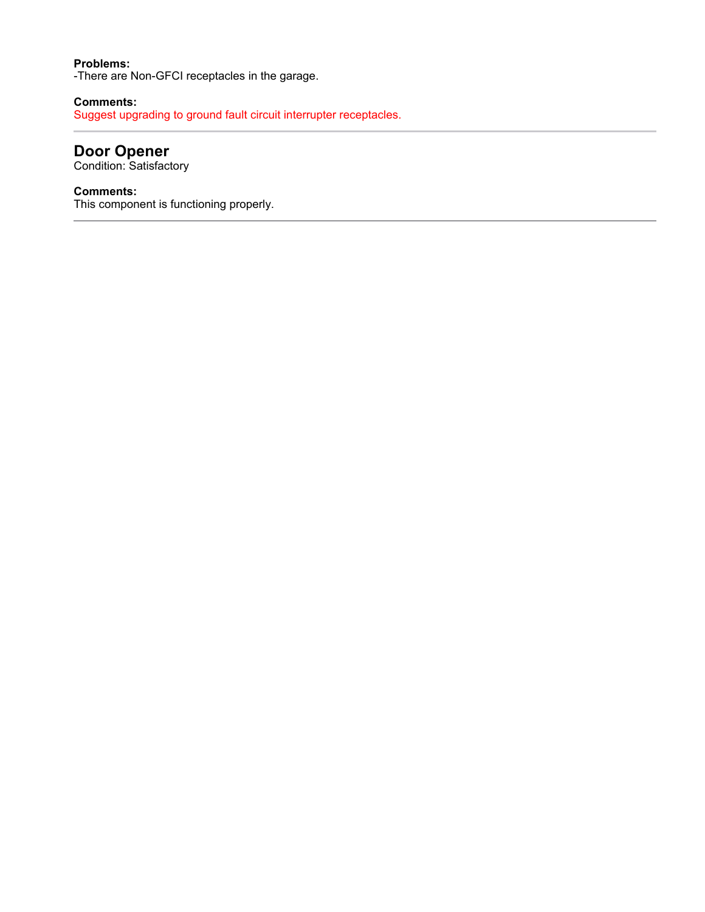**Problems:**
-There are Non-GFCI receptacles in the garage.

**Comments:**
Suggest upgrading to ground fault circuit interrupter receptacles.

---

## Door Opener
Condition: Satisfactory

**Comments:**
This component is functioning properly.

---